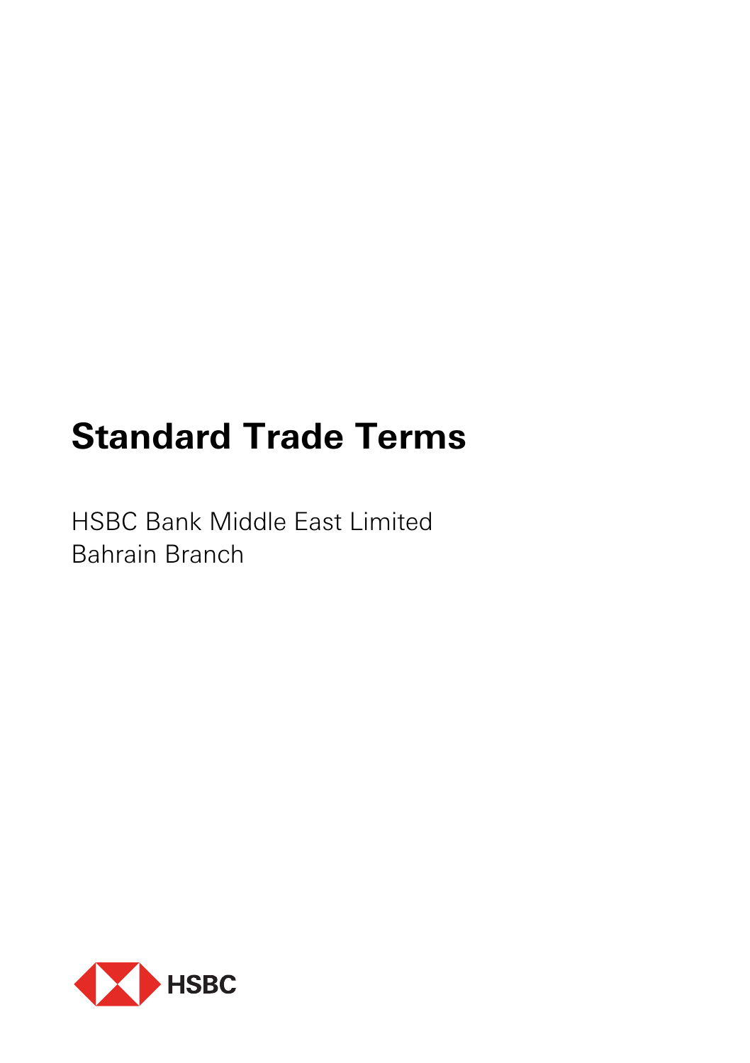# Standard Trade Terms

HSBC Bank Middle East Limited
Bahrain Branch

HSBC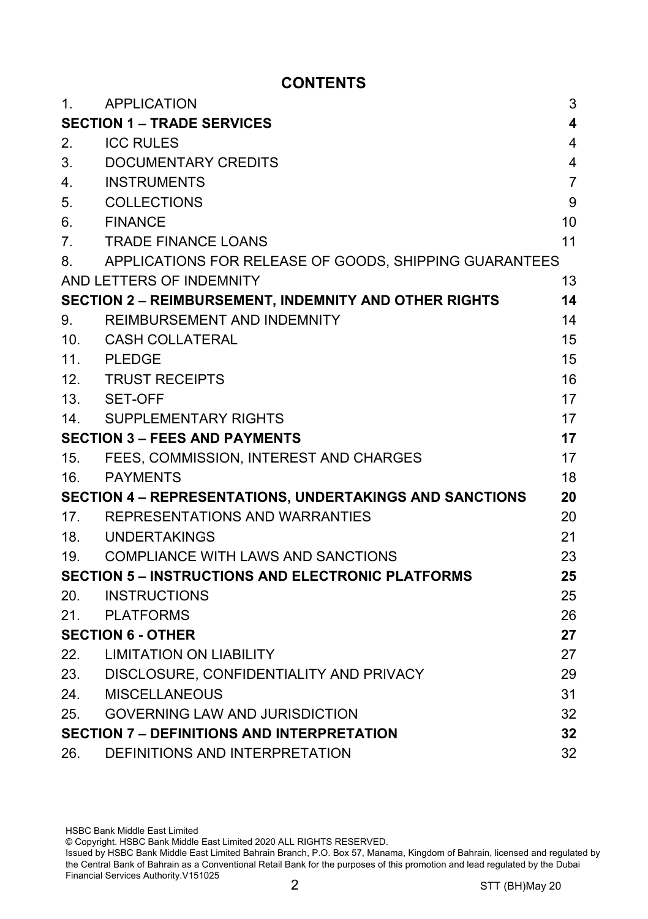# CONTENTS

| | | |
|---|---|---|
| 1. | APPLICATION | 3 |
| **SECTION 1 – TRADE SERVICES** | | **4** |
| 2. | ICC RULES | 4 |
| 3. | DOCUMENTARY CREDITS | 4 |
| 4. | INSTRUMENTS | 7 |
| 5. | COLLECTIONS | 9 |
| 6. | FINANCE | 10 |
| 7. | TRADE FINANCE LOANS | 11 |
| 8. | APPLICATIONS FOR RELEASE OF GOODS, SHIPPING GUARANTEES AND LETTERS OF INDEMNITY | 13 |
| **SECTION 2 – REIMBURSEMENT, INDEMNITY AND OTHER RIGHTS** | | **14** |
| 9. | REIMBURSEMENT AND INDEMNITY | 14 |
| 10. | CASH COLLATERAL | 15 |
| 11. | PLEDGE | 15 |
| 12. | TRUST RECEIPTS | 16 |
| 13. | SET-OFF | 17 |
| 14. | SUPPLEMENTARY RIGHTS | 17 |
| **SECTION 3 – FEES AND PAYMENTS** | | **17** |
| 15. | FEES, COMMISSION, INTEREST AND CHARGES | 17 |
| 16. | PAYMENTS | 18 |
| **SECTION 4 – REPRESENTATIONS, UNDERTAKINGS AND SANCTIONS** | | **20** |
| 17. | REPRESENTATIONS AND WARRANTIES | 20 |
| 18. | UNDERTAKINGS | 21 |
| 19. | COMPLIANCE WITH LAWS AND SANCTIONS | 23 |
| **SECTION 5 – INSTRUCTIONS AND ELECTRONIC PLATFORMS** | | **25** |
| 20. | INSTRUCTIONS | 25 |
| 21. | PLATFORMS | 26 |
| **SECTION 6 - OTHER** | | **27** |
| 22. | LIMITATION ON LIABILITY | 27 |
| 23. | DISCLOSURE, CONFIDENTIALITY AND PRIVACY | 29 |
| 24. | MISCELLANEOUS | 31 |
| 25. | GOVERNING LAW AND JURISDICTION | 32 |
| **SECTION 7 – DEFINITIONS AND INTERPRETATION** | | **32** |
| 26. | DEFINITIONS AND INTERPRETATION | 32 |

HSBC Bank Middle East Limited
© Copyright. HSBC Bank Middle East Limited 2020 ALL RIGHTS RESERVED.
Issued by HSBC Bank Middle East Limited Bahrain Branch, P.O. Box 57, Manama, Kingdom of Bahrain, licensed and regulated by the Central Bank of Bahrain as a Conventional Retail Bank for the purposes of this promotion and lead regulated by the Dubai Financial Services Authority.V151025

STT (BH)May 20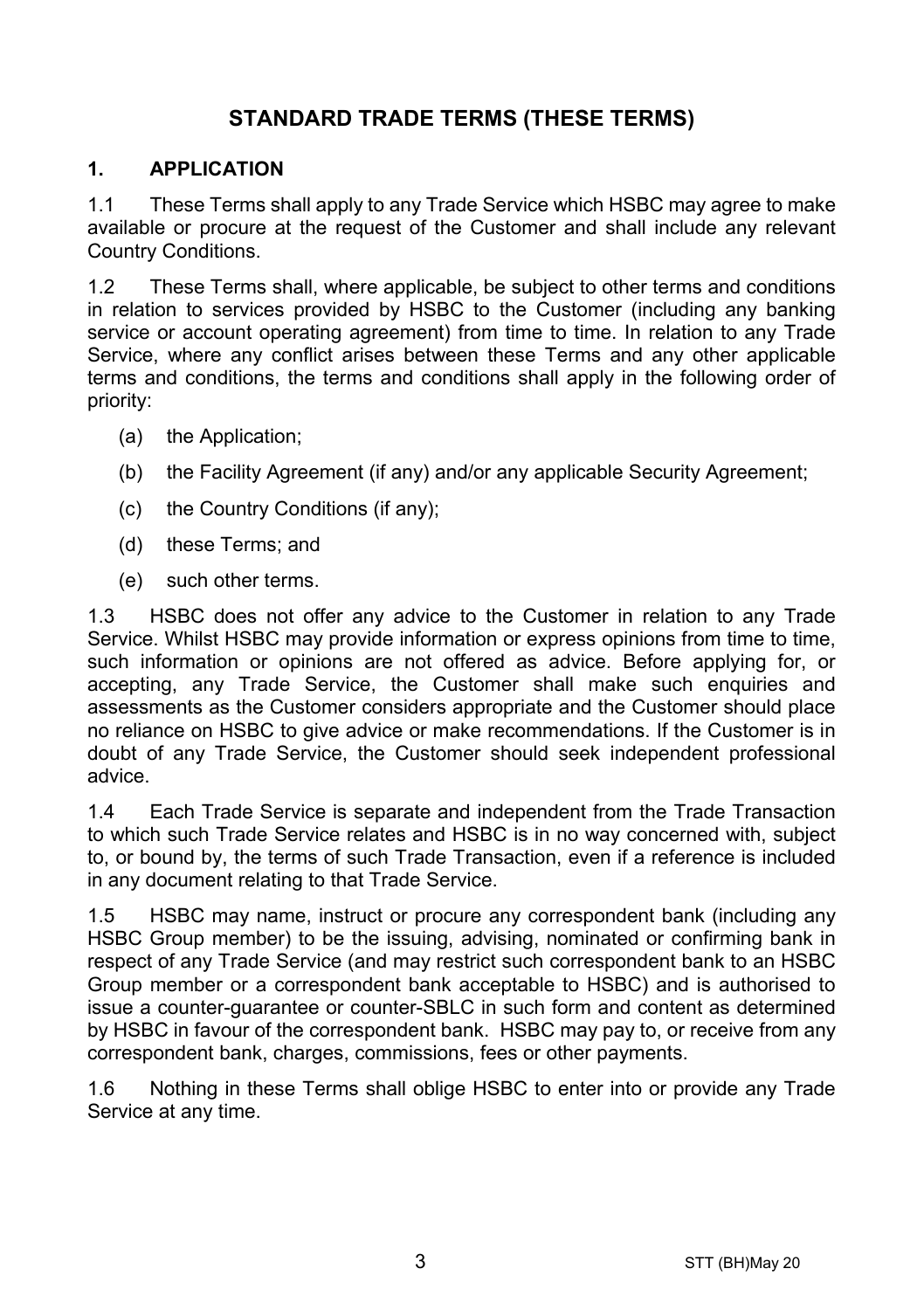# STANDARD TRADE TERMS (THESE TERMS)

## 1. APPLICATION

1.1 These Terms shall apply to any Trade Service which HSBC may agree to make available or procure at the request of the Customer and shall include any relevant Country Conditions.

1.2 These Terms shall, where applicable, be subject to other terms and conditions in relation to services provided by HSBC to the Customer (including any banking service or account operating agreement) from time to time. In relation to any Trade Service, where any conflict arises between these Terms and any other applicable terms and conditions, the terms and conditions shall apply in the following order of priority:

(a) the Application;

(b) the Facility Agreement (if any) and/or any applicable Security Agreement;

(c) the Country Conditions (if any);

(d) these Terms; and

(e) such other terms.

1.3 HSBC does not offer any advice to the Customer in relation to any Trade Service. Whilst HSBC may provide information or express opinions from time to time, such information or opinions are not offered as advice. Before applying for, or accepting, any Trade Service, the Customer shall make such enquiries and assessments as the Customer considers appropriate and the Customer should place no reliance on HSBC to give advice or make recommendations. If the Customer is in doubt of any Trade Service, the Customer should seek independent professional advice.

1.4 Each Trade Service is separate and independent from the Trade Transaction to which such Trade Service relates and HSBC is in no way concerned with, subject to, or bound by, the terms of such Trade Transaction, even if a reference is included in any document relating to that Trade Service.

1.5 HSBC may name, instruct or procure any correspondent bank (including any HSBC Group member) to be the issuing, advising, nominated or confirming bank in respect of any Trade Service (and may restrict such correspondent bank to an HSBC Group member or a correspondent bank acceptable to HSBC) and is authorised to issue a counter-guarantee or counter-SBLC in such form and content as determined by HSBC in favour of the correspondent bank. HSBC may pay to, or receive from any correspondent bank, charges, commissions, fees or other payments.

1.6 Nothing in these Terms shall oblige HSBC to enter into or provide any Trade Service at any time.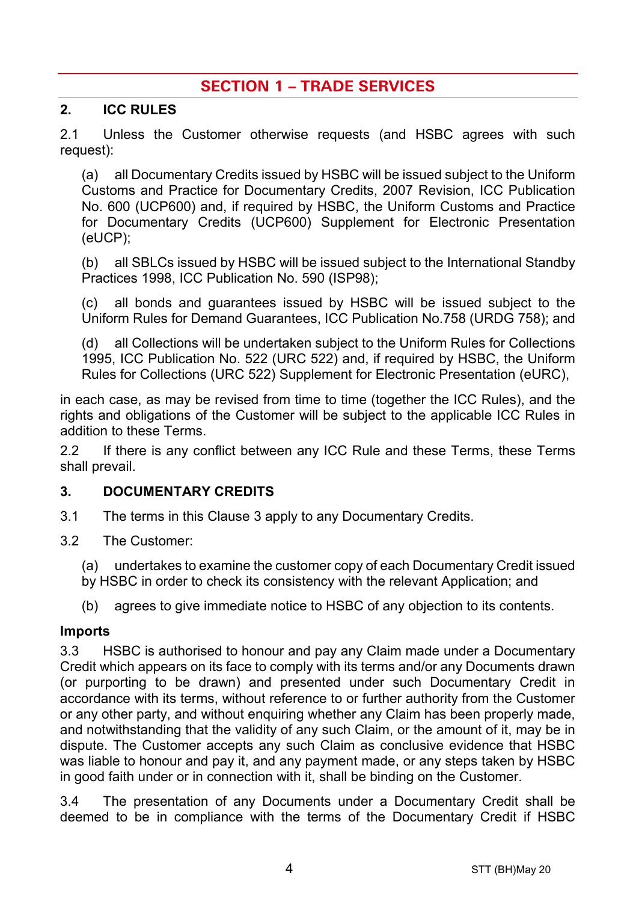# SECTION 1 – TRADE SERVICES

## 2. ICC RULES

2.1 Unless the Customer otherwise requests (and HSBC agrees with such request):

(a) all Documentary Credits issued by HSBC will be issued subject to the Uniform Customs and Practice for Documentary Credits, 2007 Revision, ICC Publication No. 600 (UCP600) and, if required by HSBC, the Uniform Customs and Practice for Documentary Credits (UCP600) Supplement for Electronic Presentation (eUCP);

(b) all SBLCs issued by HSBC will be issued subject to the International Standby Practices 1998, ICC Publication No. 590 (ISP98);

(c) all bonds and guarantees issued by HSBC will be issued subject to the Uniform Rules for Demand Guarantees, ICC Publication No.758 (URDG 758); and

(d) all Collections will be undertaken subject to the Uniform Rules for Collections 1995, ICC Publication No. 522 (URC 522) and, if required by HSBC, the Uniform Rules for Collections (URC 522) Supplement for Electronic Presentation (eURC),

in each case, as may be revised from time to time (together the ICC Rules), and the rights and obligations of the Customer will be subject to the applicable ICC Rules in addition to these Terms.

2.2 If there is any conflict between any ICC Rule and these Terms, these Terms shall prevail.

## 3. DOCUMENTARY CREDITS

3.1 The terms in this Clause 3 apply to any Documentary Credits.

3.2 The Customer:

(a) undertakes to examine the customer copy of each Documentary Credit issued by HSBC in order to check its consistency with the relevant Application; and

(b) agrees to give immediate notice to HSBC of any objection to its contents.

### Imports

3.3 HSBC is authorised to honour and pay any Claim made under a Documentary Credit which appears on its face to comply with its terms and/or any Documents drawn (or purporting to be drawn) and presented under such Documentary Credit in accordance with its terms, without reference to or further authority from the Customer or any other party, and without enquiring whether any Claim has been properly made, and notwithstanding that the validity of any such Claim, or the amount of it, may be in dispute. The Customer accepts any such Claim as conclusive evidence that HSBC was liable to honour and pay it, and any payment made, or any steps taken by HSBC in good faith under or in connection with it, shall be binding on the Customer.

3.4 The presentation of any Documents under a Documentary Credit shall be deemed to be in compliance with the terms of the Documentary Credit if HSBC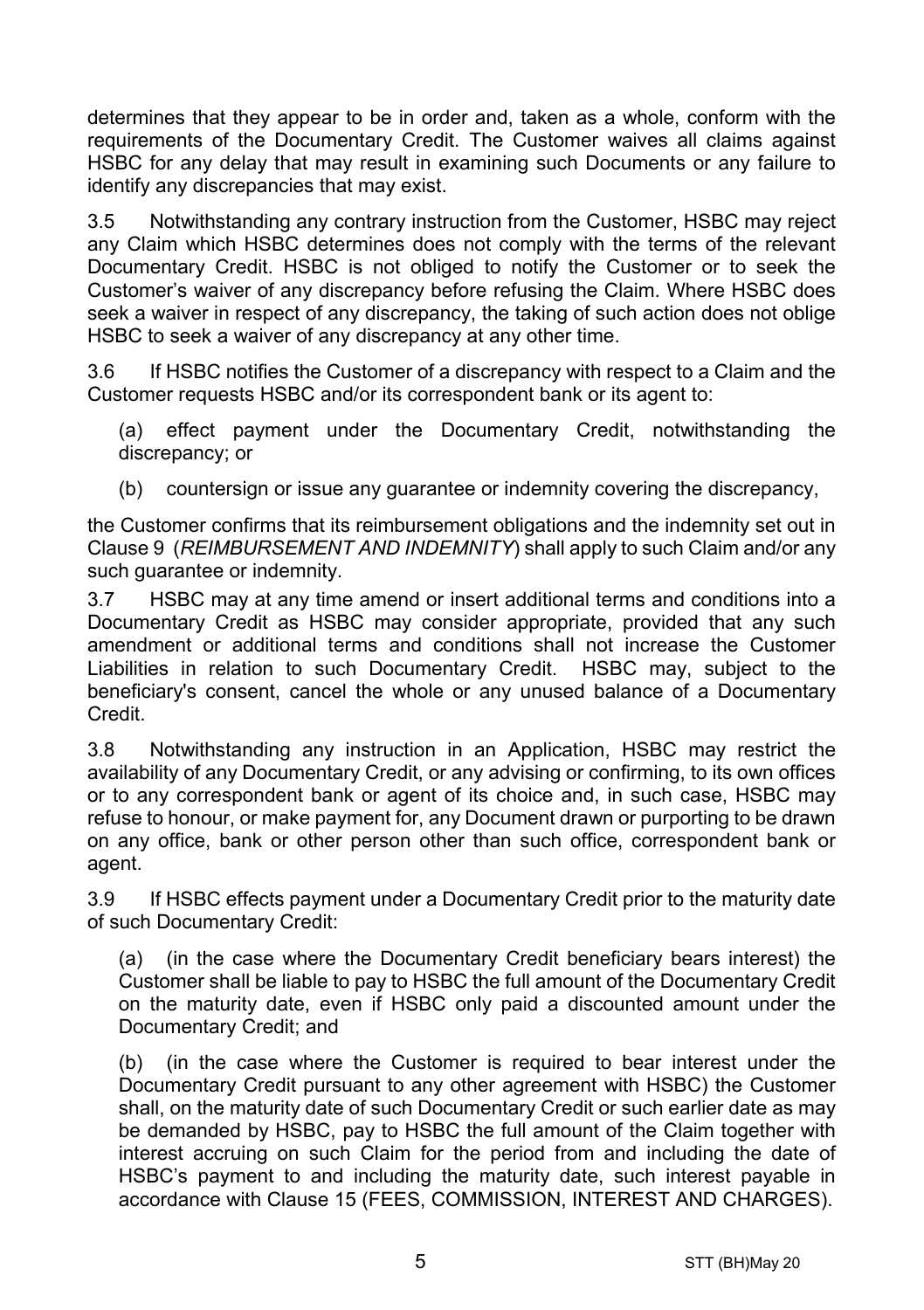determines that they appear to be in order and, taken as a whole, conform with the requirements of the Documentary Credit. The Customer waives all claims against HSBC for any delay that may result in examining such Documents or any failure to identify any discrepancies that may exist.

3.5 Notwithstanding any contrary instruction from the Customer, HSBC may reject any Claim which HSBC determines does not comply with the terms of the relevant Documentary Credit. HSBC is not obliged to notify the Customer or to seek the Customer's waiver of any discrepancy before refusing the Claim. Where HSBC does seek a waiver in respect of any discrepancy, the taking of such action does not oblige HSBC to seek a waiver of any discrepancy at any other time.

3.6 If HSBC notifies the Customer of a discrepancy with respect to a Claim and the Customer requests HSBC and/or its correspondent bank or its agent to:

(a) effect payment under the Documentary Credit, notwithstanding the discrepancy; or

(b) countersign or issue any guarantee or indemnity covering the discrepancy,

the Customer confirms that its reimbursement obligations and the indemnity set out in Clause 9 (*REIMBURSEMENT AND INDEMNITY*) shall apply to such Claim and/or any such guarantee or indemnity.

3.7 HSBC may at any time amend or insert additional terms and conditions into a Documentary Credit as HSBC may consider appropriate, provided that any such amendment or additional terms and conditions shall not increase the Customer Liabilities in relation to such Documentary Credit. HSBC may, subject to the beneficiary's consent, cancel the whole or any unused balance of a Documentary Credit.

3.8 Notwithstanding any instruction in an Application, HSBC may restrict the availability of any Documentary Credit, or any advising or confirming, to its own offices or to any correspondent bank or agent of its choice and, in such case, HSBC may refuse to honour, or make payment for, any Document drawn or purporting to be drawn on any office, bank or other person other than such office, correspondent bank or agent.

3.9 If HSBC effects payment under a Documentary Credit prior to the maturity date of such Documentary Credit:

(a) (in the case where the Documentary Credit beneficiary bears interest) the Customer shall be liable to pay to HSBC the full amount of the Documentary Credit on the maturity date, even if HSBC only paid a discounted amount under the Documentary Credit; and

(b) (in the case where the Customer is required to bear interest under the Documentary Credit pursuant to any other agreement with HSBC) the Customer shall, on the maturity date of such Documentary Credit or such earlier date as may be demanded by HSBC, pay to HSBC the full amount of the Claim together with interest accruing on such Claim for the period from and including the date of HSBC's payment to and including the maturity date, such interest payable in accordance with Clause 15 (FEES, COMMISSION, INTEREST AND CHARGES).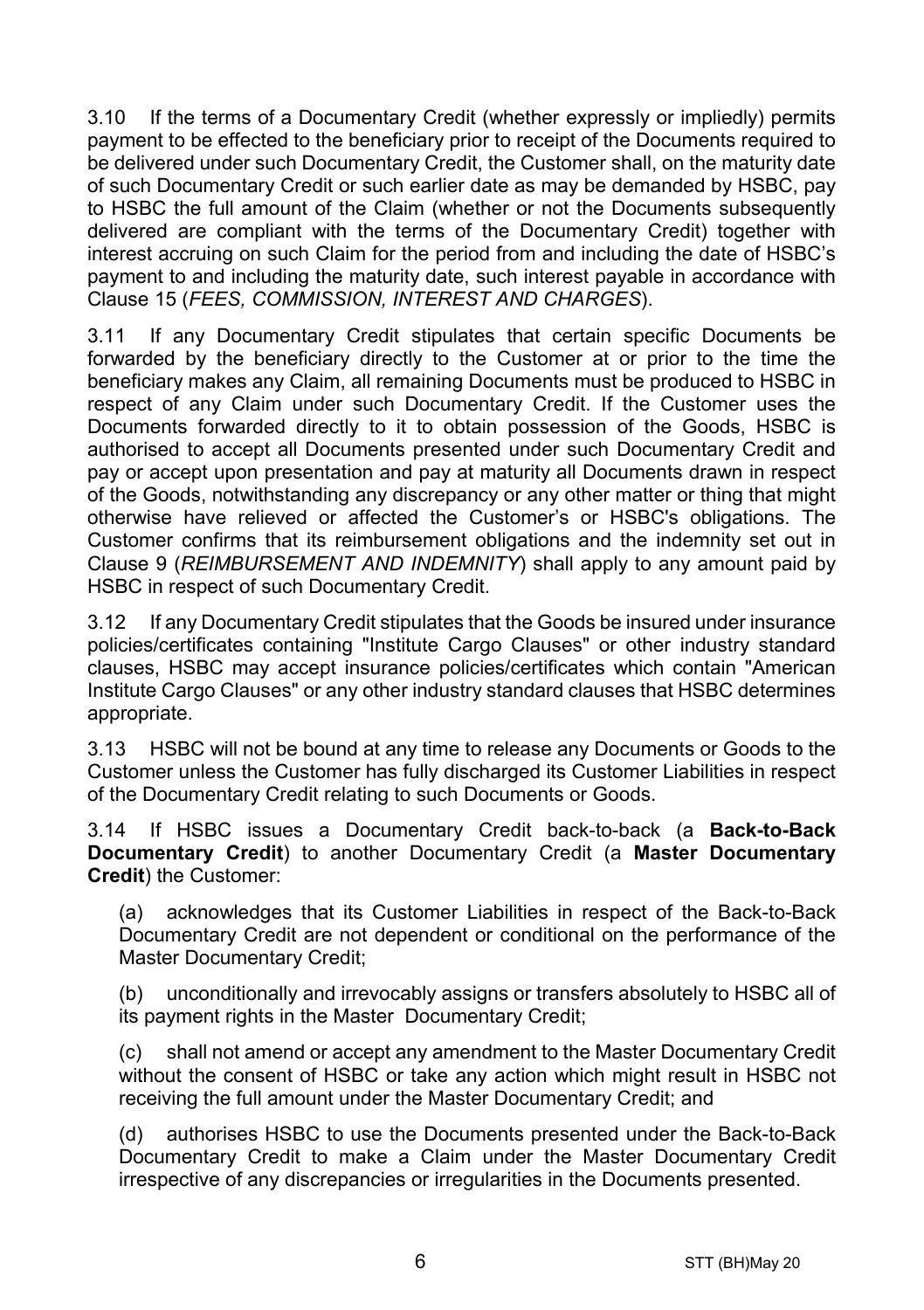3.10 If the terms of a Documentary Credit (whether expressly or impliedly) permits payment to be effected to the beneficiary prior to receipt of the Documents required to be delivered under such Documentary Credit, the Customer shall, on the maturity date of such Documentary Credit or such earlier date as may be demanded by HSBC, pay to HSBC the full amount of the Claim (whether or not the Documents subsequently delivered are compliant with the terms of the Documentary Credit) together with interest accruing on such Claim for the period from and including the date of HSBC's payment to and including the maturity date, such interest payable in accordance with Clause 15 (*FEES, COMMISSION, INTEREST AND CHARGES*).

3.11 If any Documentary Credit stipulates that certain specific Documents be forwarded by the beneficiary directly to the Customer at or prior to the time the beneficiary makes any Claim, all remaining Documents must be produced to HSBC in respect of any Claim under such Documentary Credit. If the Customer uses the Documents forwarded directly to it to obtain possession of the Goods, HSBC is authorised to accept all Documents presented under such Documentary Credit and pay or accept upon presentation and pay at maturity all Documents drawn in respect of the Goods, notwithstanding any discrepancy or any other matter or thing that might otherwise have relieved or affected the Customer's or HSBC's obligations. The Customer confirms that its reimbursement obligations and the indemnity set out in Clause 9 (*REIMBURSEMENT AND INDEMNITY*) shall apply to any amount paid by HSBC in respect of such Documentary Credit.

3.12 If any Documentary Credit stipulates that the Goods be insured under insurance policies/certificates containing "Institute Cargo Clauses" or other industry standard clauses, HSBC may accept insurance policies/certificates which contain "American Institute Cargo Clauses" or any other industry standard clauses that HSBC determines appropriate.

3.13 HSBC will not be bound at any time to release any Documents or Goods to the Customer unless the Customer has fully discharged its Customer Liabilities in respect of the Documentary Credit relating to such Documents or Goods.

3.14 If HSBC issues a Documentary Credit back-to-back (a **Back-to-Back Documentary Credit**) to another Documentary Credit (a **Master Documentary Credit**) the Customer:

(a) acknowledges that its Customer Liabilities in respect of the Back-to-Back Documentary Credit are not dependent or conditional on the performance of the Master Documentary Credit;

(b) unconditionally and irrevocably assigns or transfers absolutely to HSBC all of its payment rights in the Master Documentary Credit;

(c) shall not amend or accept any amendment to the Master Documentary Credit without the consent of HSBC or take any action which might result in HSBC not receiving the full amount under the Master Documentary Credit; and

(d) authorises HSBC to use the Documents presented under the Back-to-Back Documentary Credit to make a Claim under the Master Documentary Credit irrespective of any discrepancies or irregularities in the Documents presented.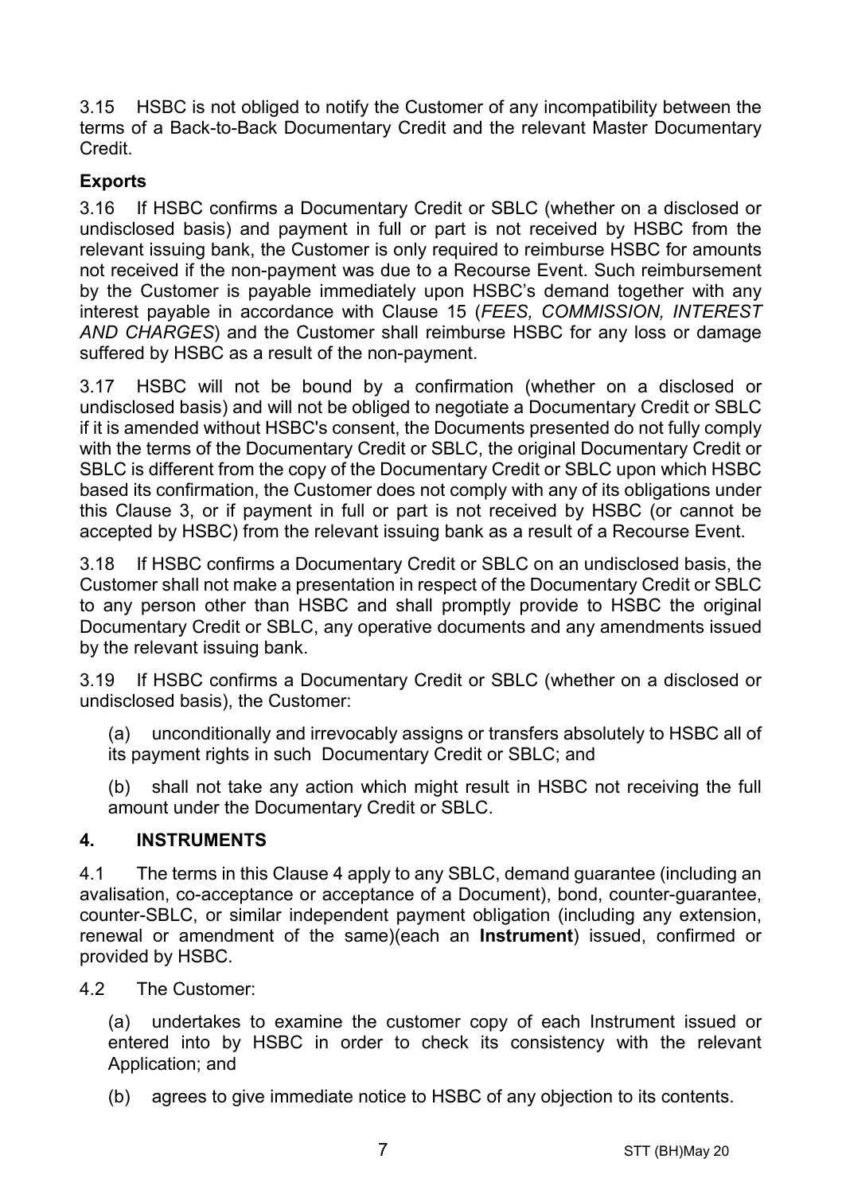3.15 HSBC is not obliged to notify the Customer of any incompatibility between the terms of a Back-to-Back Documentary Credit and the relevant Master Documentary Credit.

**Exports**

3.16 If HSBC confirms a Documentary Credit or SBLC (whether on a disclosed or undisclosed basis) and payment in full or part is not received by HSBC from the relevant issuing bank, the Customer is only required to reimburse HSBC for amounts not received if the non-payment was due to a Recourse Event. Such reimbursement by the Customer is payable immediately upon HSBC's demand together with any interest payable in accordance with Clause 15 (*FEES, COMMISSION, INTEREST AND CHARGES*) and the Customer shall reimburse HSBC for any loss or damage suffered by HSBC as a result of the non-payment.

3.17 HSBC will not be bound by a confirmation (whether on a disclosed or undisclosed basis) and will not be obliged to negotiate a Documentary Credit or SBLC if it is amended without HSBC's consent, the Documents presented do not fully comply with the terms of the Documentary Credit or SBLC, the original Documentary Credit or SBLC is different from the copy of the Documentary Credit or SBLC upon which HSBC based its confirmation, the Customer does not comply with any of its obligations under this Clause 3, or if payment in full or part is not received by HSBC (or cannot be accepted by HSBC) from the relevant issuing bank as a result of a Recourse Event.

3.18 If HSBC confirms a Documentary Credit or SBLC on an undisclosed basis, the Customer shall not make a presentation in respect of the Documentary Credit or SBLC to any person other than HSBC and shall promptly provide to HSBC the original Documentary Credit or SBLC, any operative documents and any amendments issued by the relevant issuing bank.

3.19 If HSBC confirms a Documentary Credit or SBLC (whether on a disclosed or undisclosed basis), the Customer:

(a) unconditionally and irrevocably assigns or transfers absolutely to HSBC all of its payment rights in such Documentary Credit or SBLC; and

(b) shall not take any action which might result in HSBC not receiving the full amount under the Documentary Credit or SBLC.

## 4. INSTRUMENTS

4.1 The terms in this Clause 4 apply to any SBLC, demand guarantee (including an avalisation, co-acceptance or acceptance of a Document), bond, counter-guarantee, counter-SBLC, or similar independent payment obligation (including any extension, renewal or amendment of the same)(each an **Instrument**) issued, confirmed or provided by HSBC.

4.2 The Customer:

(a) undertakes to examine the customer copy of each Instrument issued or entered into by HSBC in order to check its consistency with the relevant Application; and

(b) agrees to give immediate notice to HSBC of any objection to its contents.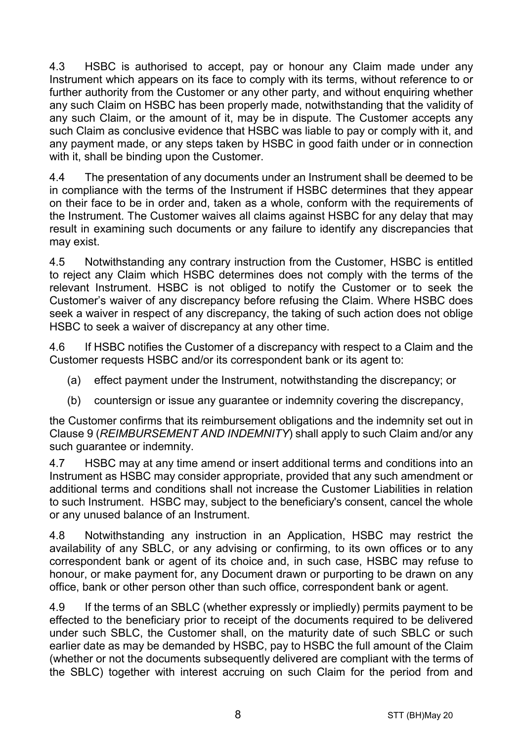4.3 HSBC is authorised to accept, pay or honour any Claim made under any Instrument which appears on its face to comply with its terms, without reference to or further authority from the Customer or any other party, and without enquiring whether any such Claim on HSBC has been properly made, notwithstanding that the validity of any such Claim, or the amount of it, may be in dispute. The Customer accepts any such Claim as conclusive evidence that HSBC was liable to pay or comply with it, and any payment made, or any steps taken by HSBC in good faith under or in connection with it, shall be binding upon the Customer.

4.4 The presentation of any documents under an Instrument shall be deemed to be in compliance with the terms of the Instrument if HSBC determines that they appear on their face to be in order and, taken as a whole, conform with the requirements of the Instrument. The Customer waives all claims against HSBC for any delay that may result in examining such documents or any failure to identify any discrepancies that may exist.

4.5 Notwithstanding any contrary instruction from the Customer, HSBC is entitled to reject any Claim which HSBC determines does not comply with the terms of the relevant Instrument. HSBC is not obliged to notify the Customer or to seek the Customer's waiver of any discrepancy before refusing the Claim. Where HSBC does seek a waiver in respect of any discrepancy, the taking of such action does not oblige HSBC to seek a waiver of discrepancy at any other time.

4.6 If HSBC notifies the Customer of a discrepancy with respect to a Claim and the Customer requests HSBC and/or its correspondent bank or its agent to:

(a) effect payment under the Instrument, notwithstanding the discrepancy; or

(b) countersign or issue any guarantee or indemnity covering the discrepancy,

the Customer confirms that its reimbursement obligations and the indemnity set out in Clause 9 (*REIMBURSEMENT AND INDEMNITY*) shall apply to such Claim and/or any such guarantee or indemnity.

4.7 HSBC may at any time amend or insert additional terms and conditions into an Instrument as HSBC may consider appropriate, provided that any such amendment or additional terms and conditions shall not increase the Customer Liabilities in relation to such Instrument. HSBC may, subject to the beneficiary's consent, cancel the whole or any unused balance of an Instrument.

4.8 Notwithstanding any instruction in an Application, HSBC may restrict the availability of any SBLC, or any advising or confirming, to its own offices or to any correspondent bank or agent of its choice and, in such case, HSBC may refuse to honour, or make payment for, any Document drawn or purporting to be drawn on any office, bank or other person other than such office, correspondent bank or agent.

4.9 If the terms of an SBLC (whether expressly or impliedly) permits payment to be effected to the beneficiary prior to receipt of the documents required to be delivered under such SBLC, the Customer shall, on the maturity date of such SBLC or such earlier date as may be demanded by HSBC, pay to HSBC the full amount of the Claim (whether or not the documents subsequently delivered are compliant with the terms of the SBLC) together with interest accruing on such Claim for the period from and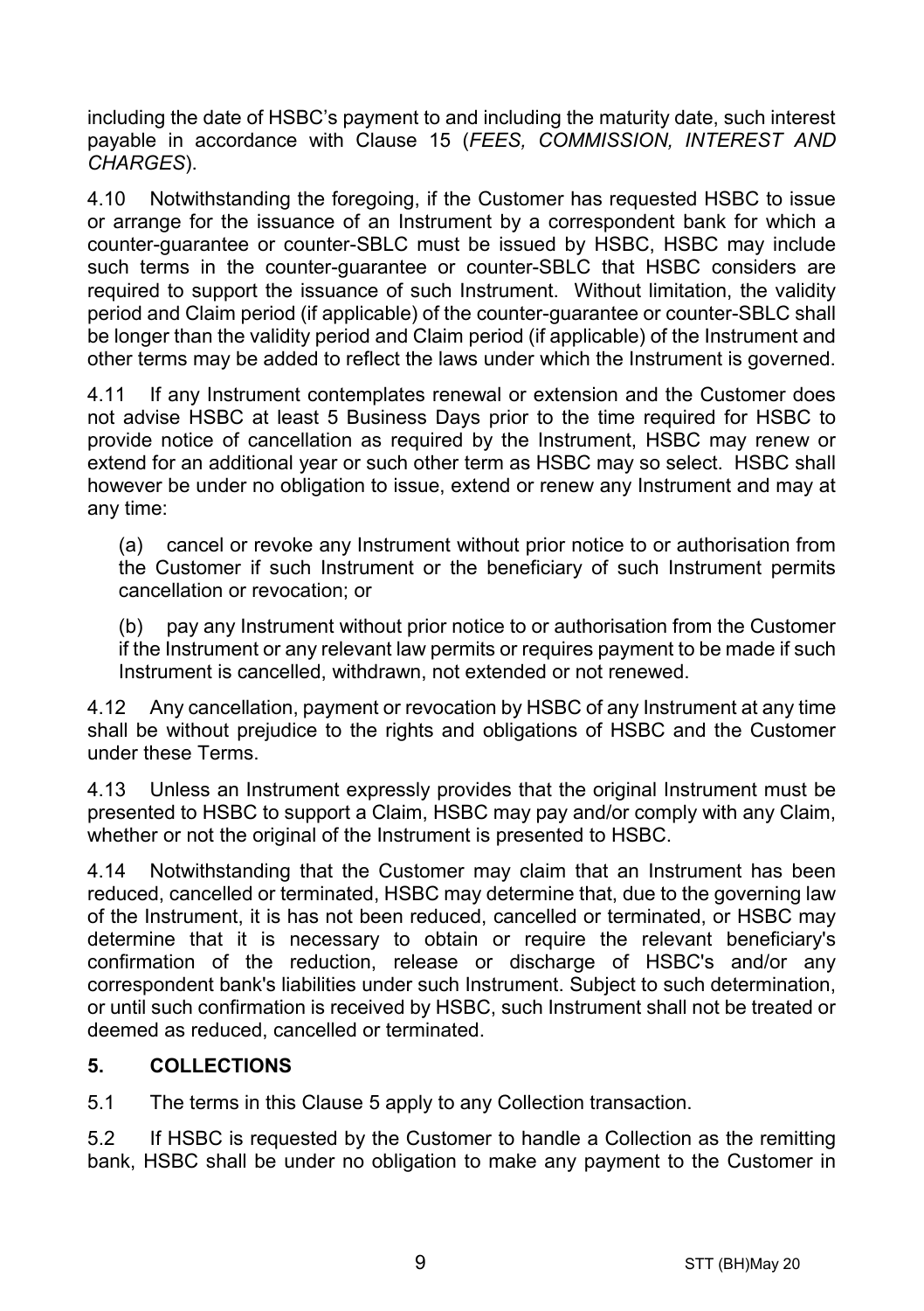including the date of HSBC's payment to and including the maturity date, such interest payable in accordance with Clause 15 (*FEES, COMMISSION, INTEREST AND CHARGES*).

4.10 Notwithstanding the foregoing, if the Customer has requested HSBC to issue or arrange for the issuance of an Instrument by a correspondent bank for which a counter-guarantee or counter-SBLC must be issued by HSBC, HSBC may include such terms in the counter-guarantee or counter-SBLC that HSBC considers are required to support the issuance of such Instrument. Without limitation, the validity period and Claim period (if applicable) of the counter-guarantee or counter-SBLC shall be longer than the validity period and Claim period (if applicable) of the Instrument and other terms may be added to reflect the laws under which the Instrument is governed.

4.11 If any Instrument contemplates renewal or extension and the Customer does not advise HSBC at least 5 Business Days prior to the time required for HSBC to provide notice of cancellation as required by the Instrument, HSBC may renew or extend for an additional year or such other term as HSBC may so select. HSBC shall however be under no obligation to issue, extend or renew any Instrument and may at any time:

(a) cancel or revoke any Instrument without prior notice to or authorisation from the Customer if such Instrument or the beneficiary of such Instrument permits cancellation or revocation; or

(b) pay any Instrument without prior notice to or authorisation from the Customer if the Instrument or any relevant law permits or requires payment to be made if such Instrument is cancelled, withdrawn, not extended or not renewed.

4.12 Any cancellation, payment or revocation by HSBC of any Instrument at any time shall be without prejudice to the rights and obligations of HSBC and the Customer under these Terms.

4.13 Unless an Instrument expressly provides that the original Instrument must be presented to HSBC to support a Claim, HSBC may pay and/or comply with any Claim, whether or not the original of the Instrument is presented to HSBC.

4.14 Notwithstanding that the Customer may claim that an Instrument has been reduced, cancelled or terminated, HSBC may determine that, due to the governing law of the Instrument, it is has not been reduced, cancelled or terminated, or HSBC may determine that it is necessary to obtain or require the relevant beneficiary's confirmation of the reduction, release or discharge of HSBC's and/or any correspondent bank's liabilities under such Instrument. Subject to such determination, or until such confirmation is received by HSBC, such Instrument shall not be treated or deemed as reduced, cancelled or terminated.

## 5. COLLECTIONS

5.1 The terms in this Clause 5 apply to any Collection transaction.

5.2 If HSBC is requested by the Customer to handle a Collection as the remitting bank, HSBC shall be under no obligation to make any payment to the Customer in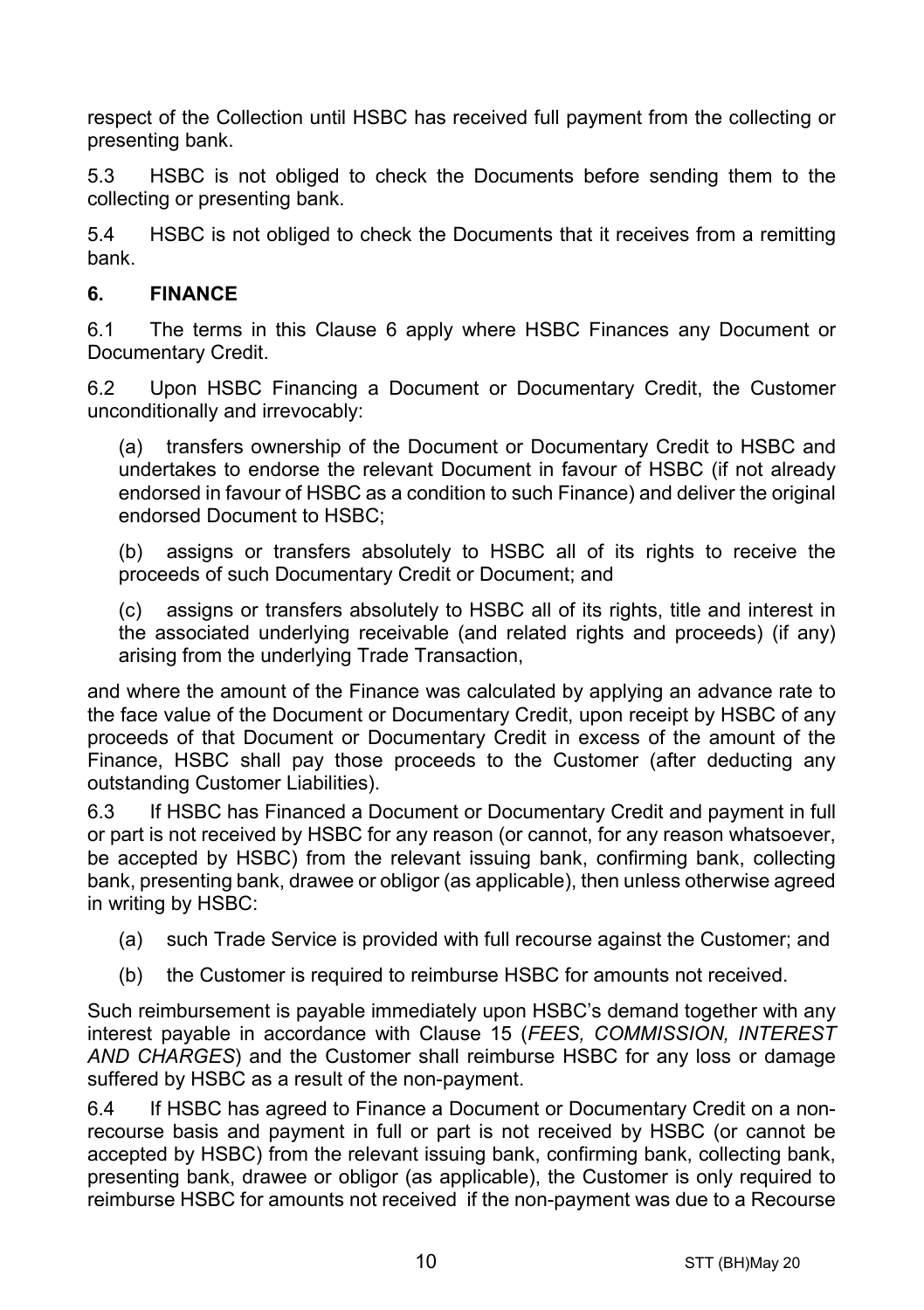respect of the Collection until HSBC has received full payment from the collecting or presenting bank.

5.3 HSBC is not obliged to check the Documents before sending them to the collecting or presenting bank.

5.4 HSBC is not obliged to check the Documents that it receives from a remitting bank.

## 6. FINANCE

6.1 The terms in this Clause 6 apply where HSBC Finances any Document or Documentary Credit.

6.2 Upon HSBC Financing a Document or Documentary Credit, the Customer unconditionally and irrevocably:

(a) transfers ownership of the Document or Documentary Credit to HSBC and undertakes to endorse the relevant Document in favour of HSBC (if not already endorsed in favour of HSBC as a condition to such Finance) and deliver the original endorsed Document to HSBC;

(b) assigns or transfers absolutely to HSBC all of its rights to receive the proceeds of such Documentary Credit or Document; and

(c) assigns or transfers absolutely to HSBC all of its rights, title and interest in the associated underlying receivable (and related rights and proceeds) (if any) arising from the underlying Trade Transaction,

and where the amount of the Finance was calculated by applying an advance rate to the face value of the Document or Documentary Credit, upon receipt by HSBC of any proceeds of that Document or Documentary Credit in excess of the amount of the Finance, HSBC shall pay those proceeds to the Customer (after deducting any outstanding Customer Liabilities).

6.3 If HSBC has Financed a Document or Documentary Credit and payment in full or part is not received by HSBC for any reason (or cannot, for any reason whatsoever, be accepted by HSBC) from the relevant issuing bank, confirming bank, collecting bank, presenting bank, drawee or obligor (as applicable), then unless otherwise agreed in writing by HSBC:

(a) such Trade Service is provided with full recourse against the Customer; and

(b) the Customer is required to reimburse HSBC for amounts not received.

Such reimbursement is payable immediately upon HSBC's demand together with any interest payable in accordance with Clause 15 (*FEES, COMMISSION, INTEREST AND CHARGES*) and the Customer shall reimburse HSBC for any loss or damage suffered by HSBC as a result of the non-payment.

6.4 If HSBC has agreed to Finance a Document or Documentary Credit on a non-recourse basis and payment in full or part is not received by HSBC (or cannot be accepted by HSBC) from the relevant issuing bank, confirming bank, collecting bank, presenting bank, drawee or obligor (as applicable), the Customer is only required to reimburse HSBC for amounts not received if the non-payment was due to a Recourse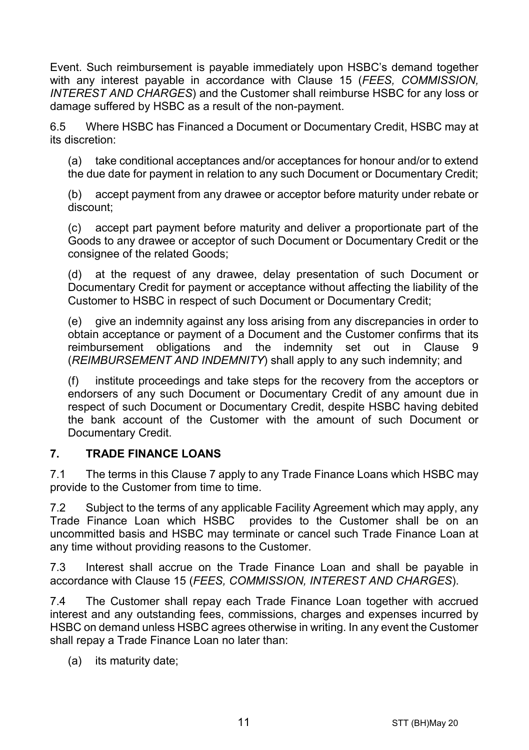Event. Such reimbursement is payable immediately upon HSBC's demand together with any interest payable in accordance with Clause 15 (*FEES, COMMISSION, INTEREST AND CHARGES*) and the Customer shall reimburse HSBC for any loss or damage suffered by HSBC as a result of the non-payment.

6.5 Where HSBC has Financed a Document or Documentary Credit, HSBC may at its discretion:

(a) take conditional acceptances and/or acceptances for honour and/or to extend the due date for payment in relation to any such Document or Documentary Credit;

(b) accept payment from any drawee or acceptor before maturity under rebate or discount;

(c) accept part payment before maturity and deliver a proportionate part of the Goods to any drawee or acceptor of such Document or Documentary Credit or the consignee of the related Goods;

(d) at the request of any drawee, delay presentation of such Document or Documentary Credit for payment or acceptance without affecting the liability of the Customer to HSBC in respect of such Document or Documentary Credit;

(e) give an indemnity against any loss arising from any discrepancies in order to obtain acceptance or payment of a Document and the Customer confirms that its reimbursement obligations and the indemnity set out in Clause 9 (*REIMBURSEMENT AND INDEMNITY*) shall apply to any such indemnity; and

(f) institute proceedings and take steps for the recovery from the acceptors or endorsers of any such Document or Documentary Credit of any amount due in respect of such Document or Documentary Credit, despite HSBC having debited the bank account of the Customer with the amount of such Document or Documentary Credit.

## 7. TRADE FINANCE LOANS

7.1 The terms in this Clause 7 apply to any Trade Finance Loans which HSBC may provide to the Customer from time to time.

7.2 Subject to the terms of any applicable Facility Agreement which may apply, any Trade Finance Loan which HSBC provides to the Customer shall be on an uncommitted basis and HSBC may terminate or cancel such Trade Finance Loan at any time without providing reasons to the Customer.

7.3 Interest shall accrue on the Trade Finance Loan and shall be payable in accordance with Clause 15 (*FEES, COMMISSION, INTEREST AND CHARGES*).

7.4 The Customer shall repay each Trade Finance Loan together with accrued interest and any outstanding fees, commissions, charges and expenses incurred by HSBC on demand unless HSBC agrees otherwise in writing. In any event the Customer shall repay a Trade Finance Loan no later than:

(a) its maturity date;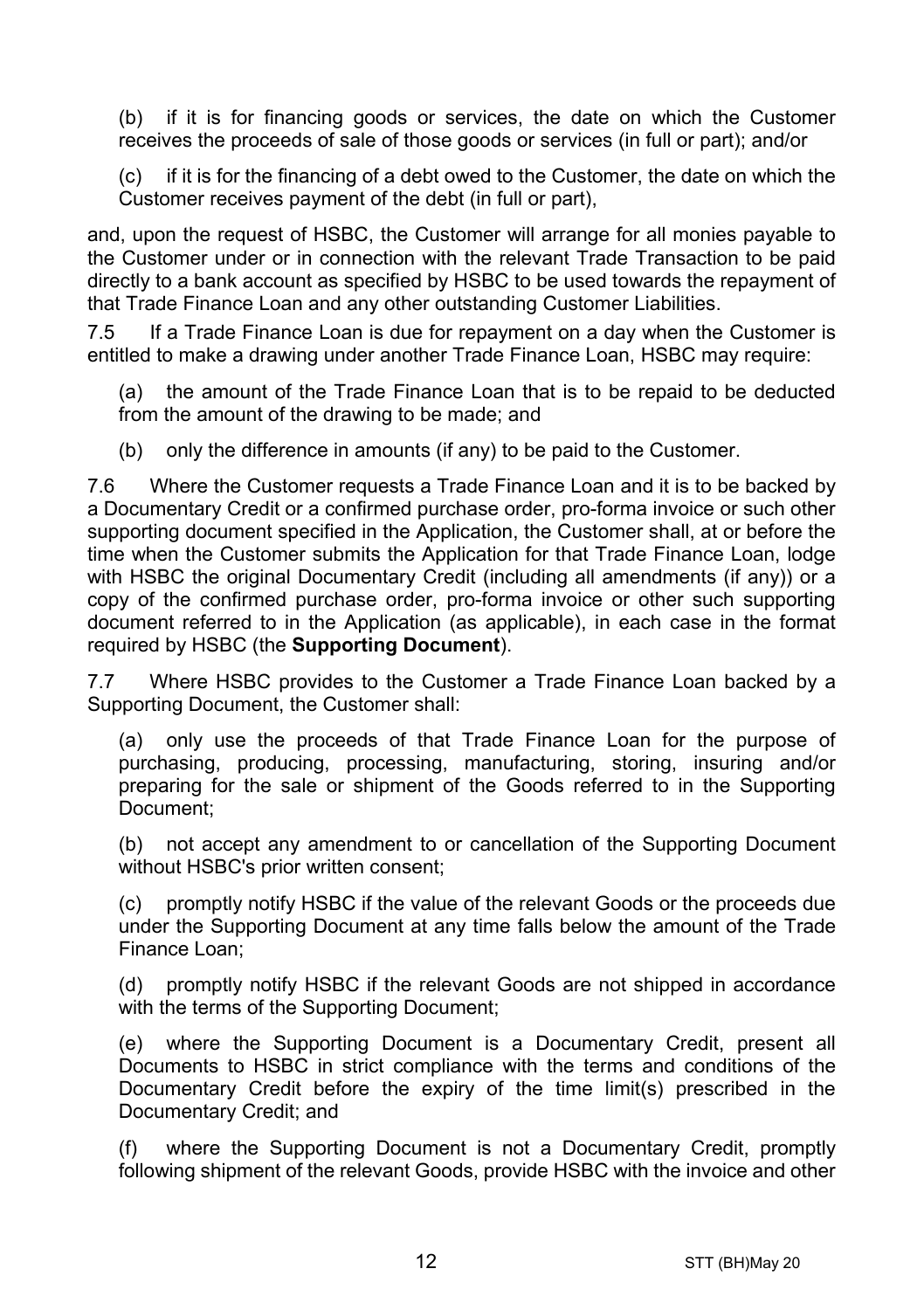(b) if it is for financing goods or services, the date on which the Customer receives the proceeds of sale of those goods or services (in full or part); and/or

(c) if it is for the financing of a debt owed to the Customer, the date on which the Customer receives payment of the debt (in full or part),

and, upon the request of HSBC, the Customer will arrange for all monies payable to the Customer under or in connection with the relevant Trade Transaction to be paid directly to a bank account as specified by HSBC to be used towards the repayment of that Trade Finance Loan and any other outstanding Customer Liabilities.

7.5 If a Trade Finance Loan is due for repayment on a day when the Customer is entitled to make a drawing under another Trade Finance Loan, HSBC may require:

(a) the amount of the Trade Finance Loan that is to be repaid to be deducted from the amount of the drawing to be made; and

(b) only the difference in amounts (if any) to be paid to the Customer.

7.6 Where the Customer requests a Trade Finance Loan and it is to be backed by a Documentary Credit or a confirmed purchase order, pro-forma invoice or such other supporting document specified in the Application, the Customer shall, at or before the time when the Customer submits the Application for that Trade Finance Loan, lodge with HSBC the original Documentary Credit (including all amendments (if any)) or a copy of the confirmed purchase order, pro-forma invoice or other such supporting document referred to in the Application (as applicable), in each case in the format required by HSBC (the **Supporting Document**).

7.7 Where HSBC provides to the Customer a Trade Finance Loan backed by a Supporting Document, the Customer shall:

(a) only use the proceeds of that Trade Finance Loan for the purpose of purchasing, producing, processing, manufacturing, storing, insuring and/or preparing for the sale or shipment of the Goods referred to in the Supporting Document;

(b) not accept any amendment to or cancellation of the Supporting Document without HSBC's prior written consent;

(c) promptly notify HSBC if the value of the relevant Goods or the proceeds due under the Supporting Document at any time falls below the amount of the Trade Finance Loan;

(d) promptly notify HSBC if the relevant Goods are not shipped in accordance with the terms of the Supporting Document;

(e) where the Supporting Document is a Documentary Credit, present all Documents to HSBC in strict compliance with the terms and conditions of the Documentary Credit before the expiry of the time limit(s) prescribed in the Documentary Credit; and

(f) where the Supporting Document is not a Documentary Credit, promptly following shipment of the relevant Goods, provide HSBC with the invoice and other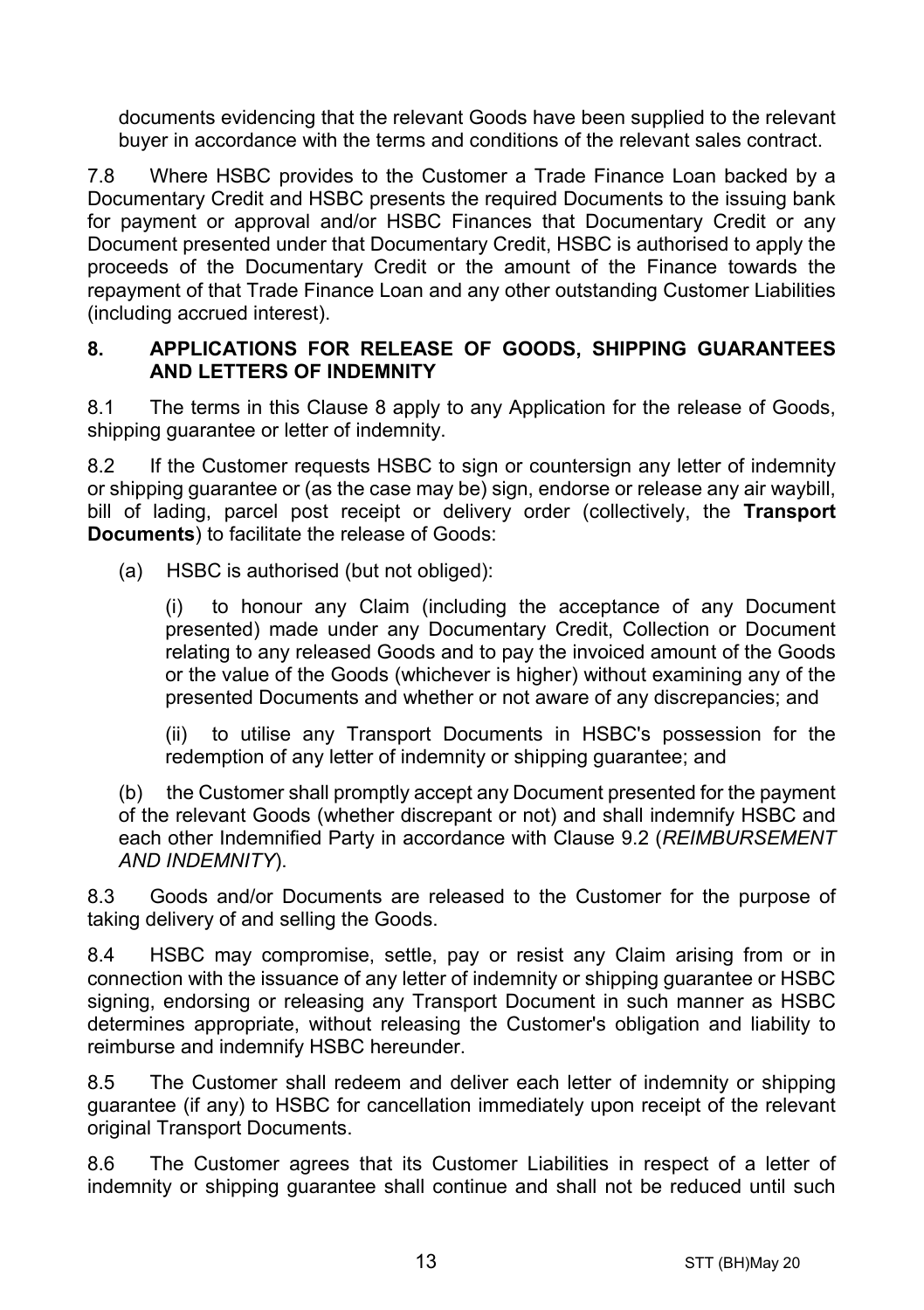documents evidencing that the relevant Goods have been supplied to the relevant buyer in accordance with the terms and conditions of the relevant sales contract.

7.8 Where HSBC provides to the Customer a Trade Finance Loan backed by a Documentary Credit and HSBC presents the required Documents to the issuing bank for payment or approval and/or HSBC Finances that Documentary Credit or any Document presented under that Documentary Credit, HSBC is authorised to apply the proceeds of the Documentary Credit or the amount of the Finance towards the repayment of that Trade Finance Loan and any other outstanding Customer Liabilities (including accrued interest).

## 8. APPLICATIONS FOR RELEASE OF GOODS, SHIPPING GUARANTEES AND LETTERS OF INDEMNITY

8.1 The terms in this Clause 8 apply to any Application for the release of Goods, shipping guarantee or letter of indemnity.

8.2 If the Customer requests HSBC to sign or countersign any letter of indemnity or shipping guarantee or (as the case may be) sign, endorse or release any air waybill, bill of lading, parcel post receipt or delivery order (collectively, the **Transport Documents**) to facilitate the release of Goods:

(a) HSBC is authorised (but not obliged):

(i) to honour any Claim (including the acceptance of any Document presented) made under any Documentary Credit, Collection or Document relating to any released Goods and to pay the invoiced amount of the Goods or the value of the Goods (whichever is higher) without examining any of the presented Documents and whether or not aware of any discrepancies; and

(ii) to utilise any Transport Documents in HSBC's possession for the redemption of any letter of indemnity or shipping guarantee; and

(b) the Customer shall promptly accept any Document presented for the payment of the relevant Goods (whether discrepant or not) and shall indemnify HSBC and each other Indemnified Party in accordance with Clause 9.2 (*REIMBURSEMENT AND INDEMNITY*).

8.3 Goods and/or Documents are released to the Customer for the purpose of taking delivery of and selling the Goods.

8.4 HSBC may compromise, settle, pay or resist any Claim arising from or in connection with the issuance of any letter of indemnity or shipping guarantee or HSBC signing, endorsing or releasing any Transport Document in such manner as HSBC determines appropriate, without releasing the Customer's obligation and liability to reimburse and indemnify HSBC hereunder.

8.5 The Customer shall redeem and deliver each letter of indemnity or shipping guarantee (if any) to HSBC for cancellation immediately upon receipt of the relevant original Transport Documents.

8.6 The Customer agrees that its Customer Liabilities in respect of a letter of indemnity or shipping guarantee shall continue and shall not be reduced until such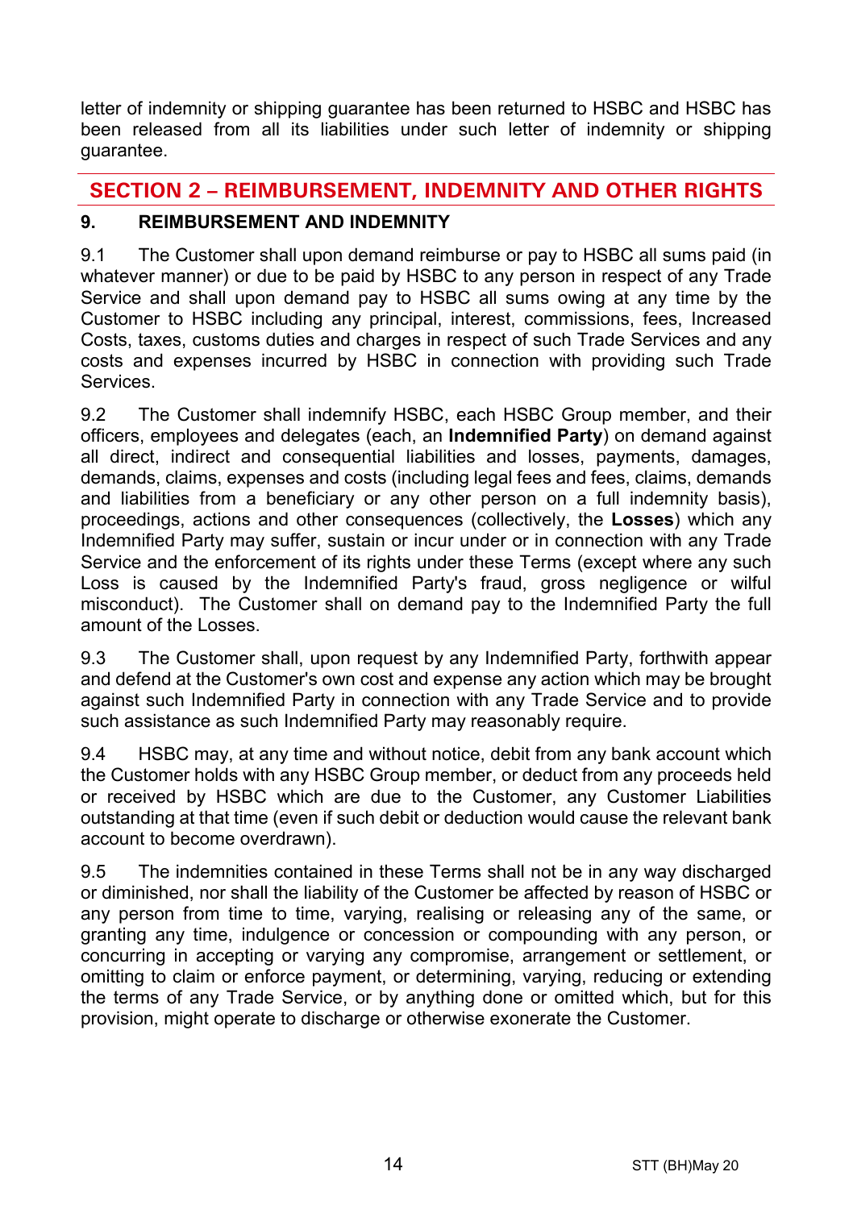letter of indemnity or shipping guarantee has been returned to HSBC and HSBC has been released from all its liabilities under such letter of indemnity or shipping guarantee.

## SECTION 2 – REIMBURSEMENT, INDEMNITY AND OTHER RIGHTS

### 9. REIMBURSEMENT AND INDEMNITY

9.1 The Customer shall upon demand reimburse or pay to HSBC all sums paid (in whatever manner) or due to be paid by HSBC to any person in respect of any Trade Service and shall upon demand pay to HSBC all sums owing at any time by the Customer to HSBC including any principal, interest, commissions, fees, Increased Costs, taxes, customs duties and charges in respect of such Trade Services and any costs and expenses incurred by HSBC in connection with providing such Trade Services.

9.2 The Customer shall indemnify HSBC, each HSBC Group member, and their officers, employees and delegates (each, an **Indemnified Party**) on demand against all direct, indirect and consequential liabilities and losses, payments, damages, demands, claims, expenses and costs (including legal fees and fees, claims, demands and liabilities from a beneficiary or any other person on a full indemnity basis), proceedings, actions and other consequences (collectively, the **Losses**) which any Indemnified Party may suffer, sustain or incur under or in connection with any Trade Service and the enforcement of its rights under these Terms (except where any such Loss is caused by the Indemnified Party's fraud, gross negligence or wilful misconduct). The Customer shall on demand pay to the Indemnified Party the full amount of the Losses.

9.3 The Customer shall, upon request by any Indemnified Party, forthwith appear and defend at the Customer's own cost and expense any action which may be brought against such Indemnified Party in connection with any Trade Service and to provide such assistance as such Indemnified Party may reasonably require.

9.4 HSBC may, at any time and without notice, debit from any bank account which the Customer holds with any HSBC Group member, or deduct from any proceeds held or received by HSBC which are due to the Customer, any Customer Liabilities outstanding at that time (even if such debit or deduction would cause the relevant bank account to become overdrawn).

9.5 The indemnities contained in these Terms shall not be in any way discharged or diminished, nor shall the liability of the Customer be affected by reason of HSBC or any person from time to time, varying, realising or releasing any of the same, or granting any time, indulgence or concession or compounding with any person, or concurring in accepting or varying any compromise, arrangement or settlement, or omitting to claim or enforce payment, or determining, varying, reducing or extending the terms of any Trade Service, or by anything done or omitted which, but for this provision, might operate to discharge or otherwise exonerate the Customer.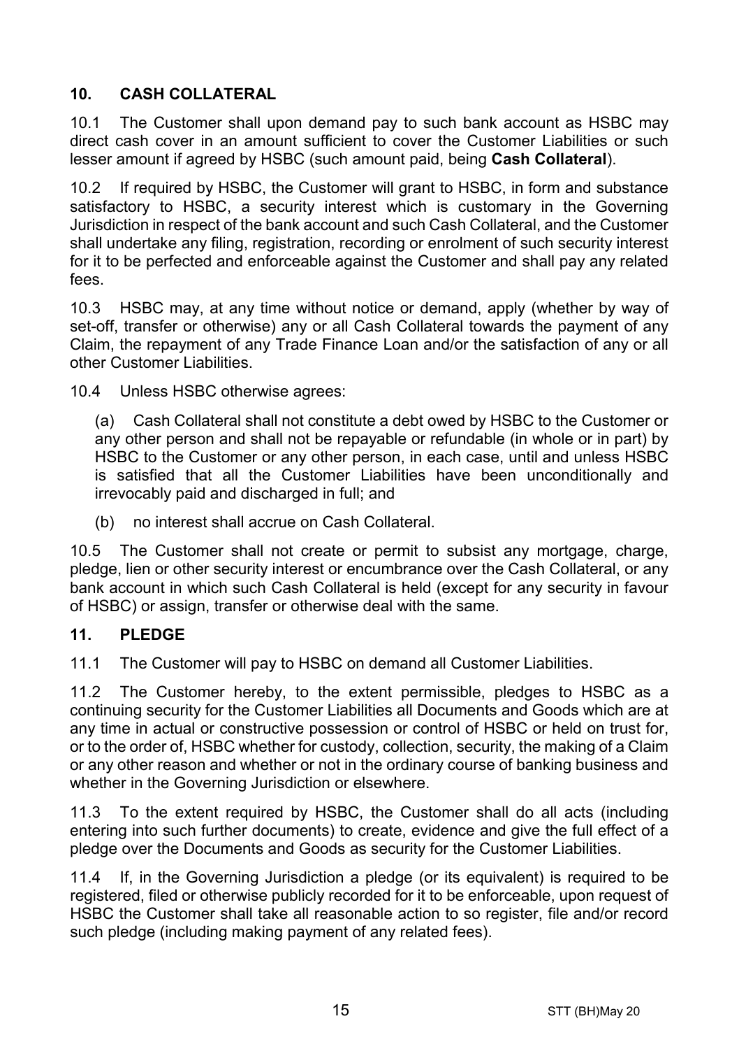## 10. CASH COLLATERAL

10.1 The Customer shall upon demand pay to such bank account as HSBC may direct cash cover in an amount sufficient to cover the Customer Liabilities or such lesser amount if agreed by HSBC (such amount paid, being **Cash Collateral**).

10.2 If required by HSBC, the Customer will grant to HSBC, in form and substance satisfactory to HSBC, a security interest which is customary in the Governing Jurisdiction in respect of the bank account and such Cash Collateral, and the Customer shall undertake any filing, registration, recording or enrolment of such security interest for it to be perfected and enforceable against the Customer and shall pay any related fees.

10.3 HSBC may, at any time without notice or demand, apply (whether by way of set-off, transfer or otherwise) any or all Cash Collateral towards the payment of any Claim, the repayment of any Trade Finance Loan and/or the satisfaction of any or all other Customer Liabilities.

10.4 Unless HSBC otherwise agrees:

(a) Cash Collateral shall not constitute a debt owed by HSBC to the Customer or any other person and shall not be repayable or refundable (in whole or in part) by HSBC to the Customer or any other person, in each case, until and unless HSBC is satisfied that all the Customer Liabilities have been unconditionally and irrevocably paid and discharged in full; and

(b) no interest shall accrue on Cash Collateral.

10.5 The Customer shall not create or permit to subsist any mortgage, charge, pledge, lien or other security interest or encumbrance over the Cash Collateral, or any bank account in which such Cash Collateral is held (except for any security in favour of HSBC) or assign, transfer or otherwise deal with the same.

## 11. PLEDGE

11.1 The Customer will pay to HSBC on demand all Customer Liabilities.

11.2 The Customer hereby, to the extent permissible, pledges to HSBC as a continuing security for the Customer Liabilities all Documents and Goods which are at any time in actual or constructive possession or control of HSBC or held on trust for, or to the order of, HSBC whether for custody, collection, security, the making of a Claim or any other reason and whether or not in the ordinary course of banking business and whether in the Governing Jurisdiction or elsewhere.

11.3 To the extent required by HSBC, the Customer shall do all acts (including entering into such further documents) to create, evidence and give the full effect of a pledge over the Documents and Goods as security for the Customer Liabilities.

11.4 If, in the Governing Jurisdiction a pledge (or its equivalent) is required to be registered, filed or otherwise publicly recorded for it to be enforceable, upon request of HSBC the Customer shall take all reasonable action to so register, file and/or record such pledge (including making payment of any related fees).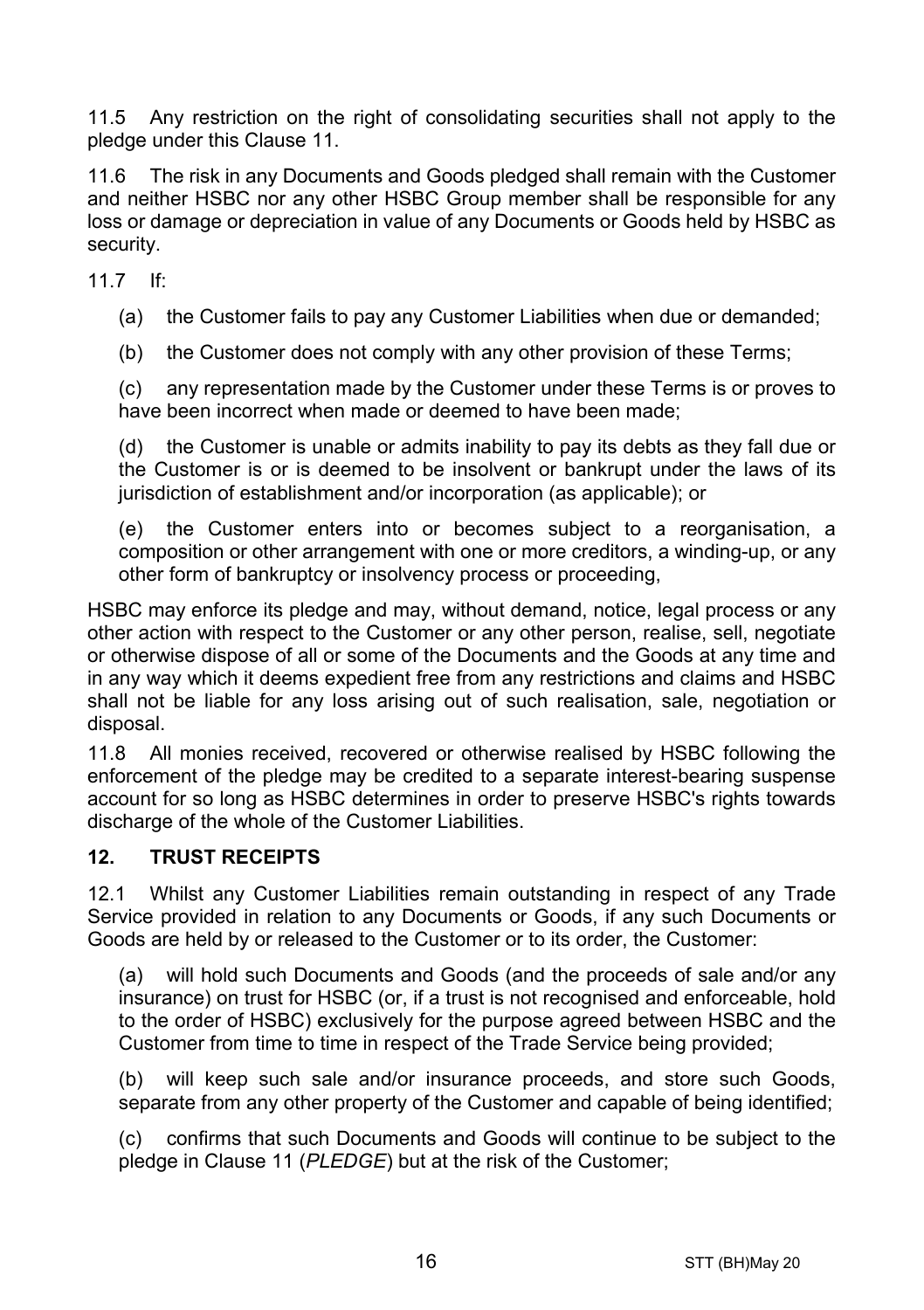11.5 Any restriction on the right of consolidating securities shall not apply to the pledge under this Clause 11.

11.6 The risk in any Documents and Goods pledged shall remain with the Customer and neither HSBC nor any other HSBC Group member shall be responsible for any loss or damage or depreciation in value of any Documents or Goods held by HSBC as security.

11.7 If:

(a) the Customer fails to pay any Customer Liabilities when due or demanded;

(b) the Customer does not comply with any other provision of these Terms;

(c) any representation made by the Customer under these Terms is or proves to have been incorrect when made or deemed to have been made;

(d) the Customer is unable or admits inability to pay its debts as they fall due or the Customer is or is deemed to be insolvent or bankrupt under the laws of its jurisdiction of establishment and/or incorporation (as applicable); or

(e) the Customer enters into or becomes subject to a reorganisation, a composition or other arrangement with one or more creditors, a winding-up, or any other form of bankruptcy or insolvency process or proceeding,

HSBC may enforce its pledge and may, without demand, notice, legal process or any other action with respect to the Customer or any other person, realise, sell, negotiate or otherwise dispose of all or some of the Documents and the Goods at any time and in any way which it deems expedient free from any restrictions and claims and HSBC shall not be liable for any loss arising out of such realisation, sale, negotiation or disposal.

11.8 All monies received, recovered or otherwise realised by HSBC following the enforcement of the pledge may be credited to a separate interest-bearing suspense account for so long as HSBC determines in order to preserve HSBC's rights towards discharge of the whole of the Customer Liabilities.

## 12. TRUST RECEIPTS

12.1 Whilst any Customer Liabilities remain outstanding in respect of any Trade Service provided in relation to any Documents or Goods, if any such Documents or Goods are held by or released to the Customer or to its order, the Customer:

(a) will hold such Documents and Goods (and the proceeds of sale and/or any insurance) on trust for HSBC (or, if a trust is not recognised and enforceable, hold to the order of HSBC) exclusively for the purpose agreed between HSBC and the Customer from time to time in respect of the Trade Service being provided;

(b) will keep such sale and/or insurance proceeds, and store such Goods, separate from any other property of the Customer and capable of being identified;

(c) confirms that such Documents and Goods will continue to be subject to the pledge in Clause 11 (*PLEDGE*) but at the risk of the Customer;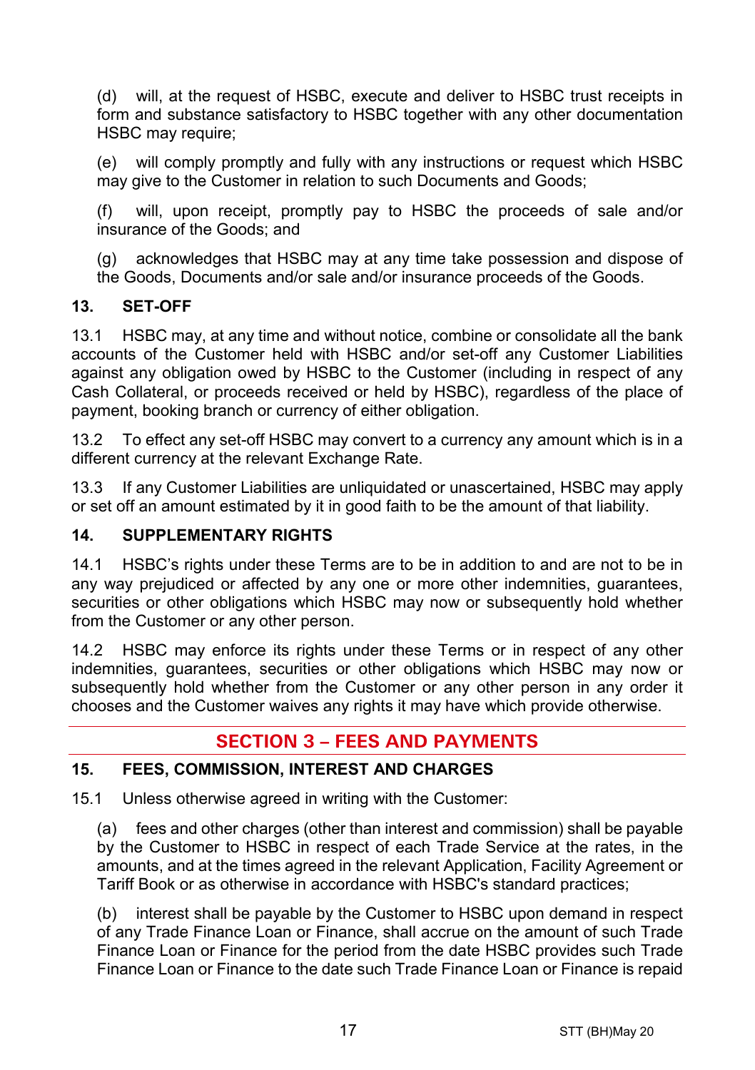(d) will, at the request of HSBC, execute and deliver to HSBC trust receipts in form and substance satisfactory to HSBC together with any other documentation HSBC may require;

(e) will comply promptly and fully with any instructions or request which HSBC may give to the Customer in relation to such Documents and Goods;

(f) will, upon receipt, promptly pay to HSBC the proceeds of sale and/or insurance of the Goods; and

(g) acknowledges that HSBC may at any time take possession and dispose of the Goods, Documents and/or sale and/or insurance proceeds of the Goods.

### 13. SET-OFF

13.1 HSBC may, at any time and without notice, combine or consolidate all the bank accounts of the Customer held with HSBC and/or set-off any Customer Liabilities against any obligation owed by HSBC to the Customer (including in respect of any Cash Collateral, or proceeds received or held by HSBC), regardless of the place of payment, booking branch or currency of either obligation.

13.2 To effect any set-off HSBC may convert to a currency any amount which is in a different currency at the relevant Exchange Rate.

13.3 If any Customer Liabilities are unliquidated or unascertained, HSBC may apply or set off an amount estimated by it in good faith to be the amount of that liability.

### 14. SUPPLEMENTARY RIGHTS

14.1 HSBC's rights under these Terms are to be in addition to and are not to be in any way prejudiced or affected by any one or more other indemnities, guarantees, securities or other obligations which HSBC may now or subsequently hold whether from the Customer or any other person.

14.2 HSBC may enforce its rights under these Terms or in respect of any other indemnities, guarantees, securities or other obligations which HSBC may now or subsequently hold whether from the Customer or any other person in any order it chooses and the Customer waives any rights it may have which provide otherwise.

## SECTION 3 – FEES AND PAYMENTS

### 15. FEES, COMMISSION, INTEREST AND CHARGES

15.1 Unless otherwise agreed in writing with the Customer:

(a) fees and other charges (other than interest and commission) shall be payable by the Customer to HSBC in respect of each Trade Service at the rates, in the amounts, and at the times agreed in the relevant Application, Facility Agreement or Tariff Book or as otherwise in accordance with HSBC's standard practices;

(b) interest shall be payable by the Customer to HSBC upon demand in respect of any Trade Finance Loan or Finance, shall accrue on the amount of such Trade Finance Loan or Finance for the period from the date HSBC provides such Trade Finance Loan or Finance to the date such Trade Finance Loan or Finance is repaid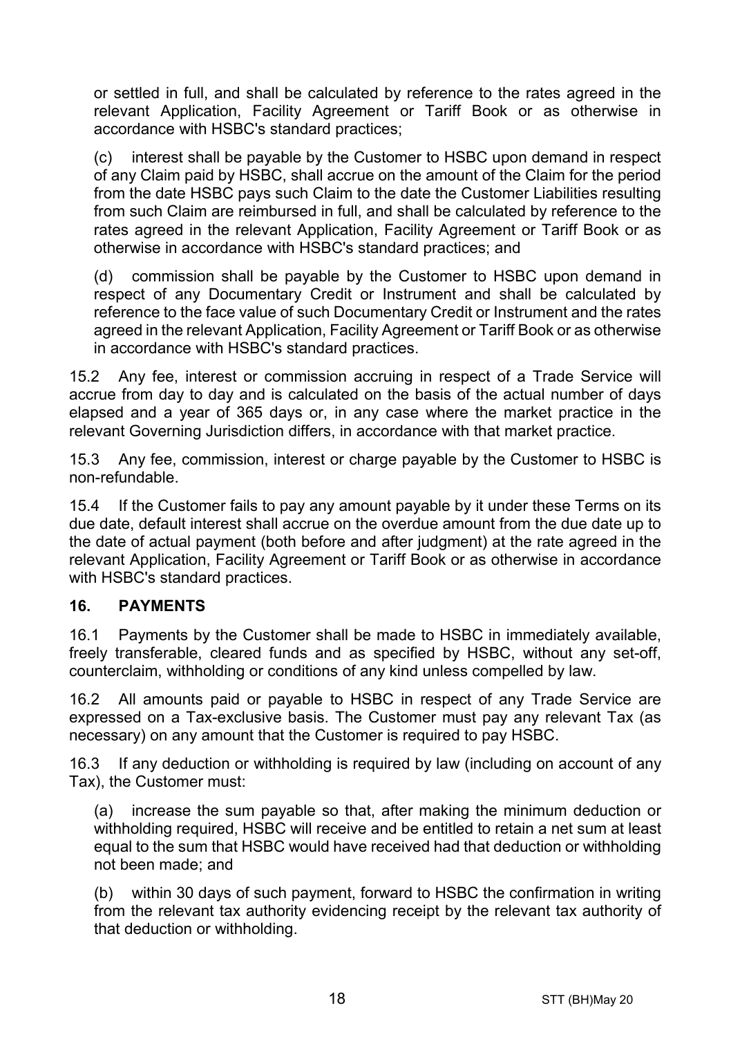or settled in full, and shall be calculated by reference to the rates agreed in the relevant Application, Facility Agreement or Tariff Book or as otherwise in accordance with HSBC's standard practices;

(c) interest shall be payable by the Customer to HSBC upon demand in respect of any Claim paid by HSBC, shall accrue on the amount of the Claim for the period from the date HSBC pays such Claim to the date the Customer Liabilities resulting from such Claim are reimbursed in full, and shall be calculated by reference to the rates agreed in the relevant Application, Facility Agreement or Tariff Book or as otherwise in accordance with HSBC's standard practices; and

(d) commission shall be payable by the Customer to HSBC upon demand in respect of any Documentary Credit or Instrument and shall be calculated by reference to the face value of such Documentary Credit or Instrument and the rates agreed in the relevant Application, Facility Agreement or Tariff Book or as otherwise in accordance with HSBC's standard practices.

15.2 Any fee, interest or commission accruing in respect of a Trade Service will accrue from day to day and is calculated on the basis of the actual number of days elapsed and a year of 365 days or, in any case where the market practice in the relevant Governing Jurisdiction differs, in accordance with that market practice.

15.3 Any fee, commission, interest or charge payable by the Customer to HSBC is non-refundable.

15.4 If the Customer fails to pay any amount payable by it under these Terms on its due date, default interest shall accrue on the overdue amount from the due date up to the date of actual payment (both before and after judgment) at the rate agreed in the relevant Application, Facility Agreement or Tariff Book or as otherwise in accordance with HSBC's standard practices.

## 16. PAYMENTS

16.1 Payments by the Customer shall be made to HSBC in immediately available, freely transferable, cleared funds and as specified by HSBC, without any set-off, counterclaim, withholding or conditions of any kind unless compelled by law.

16.2 All amounts paid or payable to HSBC in respect of any Trade Service are expressed on a Tax-exclusive basis. The Customer must pay any relevant Tax (as necessary) on any amount that the Customer is required to pay HSBC.

16.3 If any deduction or withholding is required by law (including on account of any Tax), the Customer must:

(a) increase the sum payable so that, after making the minimum deduction or withholding required, HSBC will receive and be entitled to retain a net sum at least equal to the sum that HSBC would have received had that deduction or withholding not been made; and

(b) within 30 days of such payment, forward to HSBC the confirmation in writing from the relevant tax authority evidencing receipt by the relevant tax authority of that deduction or withholding.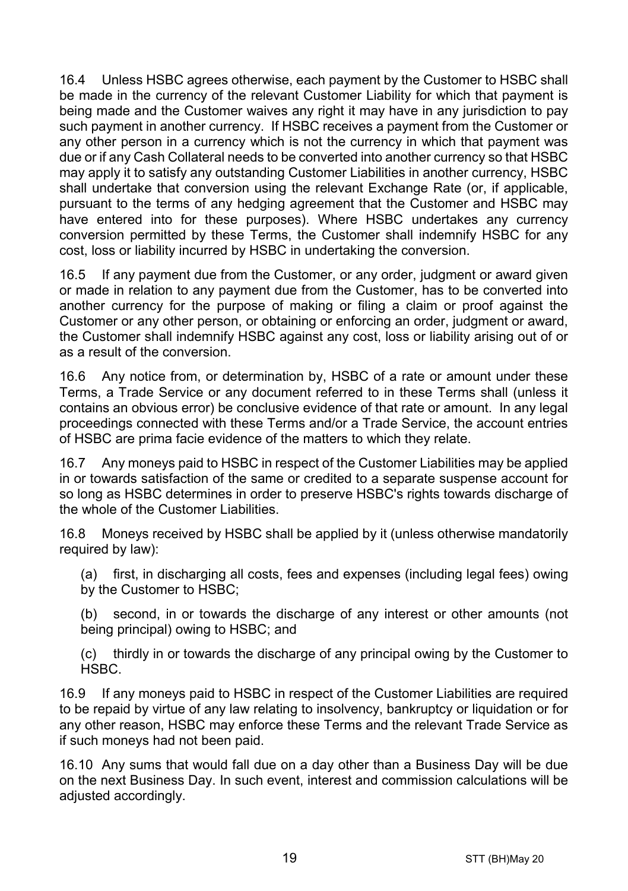16.4 Unless HSBC agrees otherwise, each payment by the Customer to HSBC shall be made in the currency of the relevant Customer Liability for which that payment is being made and the Customer waives any right it may have in any jurisdiction to pay such payment in another currency. If HSBC receives a payment from the Customer or any other person in a currency which is not the currency in which that payment was due or if any Cash Collateral needs to be converted into another currency so that HSBC may apply it to satisfy any outstanding Customer Liabilities in another currency, HSBC shall undertake that conversion using the relevant Exchange Rate (or, if applicable, pursuant to the terms of any hedging agreement that the Customer and HSBC may have entered into for these purposes). Where HSBC undertakes any currency conversion permitted by these Terms, the Customer shall indemnify HSBC for any cost, loss or liability incurred by HSBC in undertaking the conversion.

16.5 If any payment due from the Customer, or any order, judgment or award given or made in relation to any payment due from the Customer, has to be converted into another currency for the purpose of making or filing a claim or proof against the Customer or any other person, or obtaining or enforcing an order, judgment or award, the Customer shall indemnify HSBC against any cost, loss or liability arising out of or as a result of the conversion.

16.6 Any notice from, or determination by, HSBC of a rate or amount under these Terms, a Trade Service or any document referred to in these Terms shall (unless it contains an obvious error) be conclusive evidence of that rate or amount. In any legal proceedings connected with these Terms and/or a Trade Service, the account entries of HSBC are prima facie evidence of the matters to which they relate.

16.7 Any moneys paid to HSBC in respect of the Customer Liabilities may be applied in or towards satisfaction of the same or credited to a separate suspense account for so long as HSBC determines in order to preserve HSBC's rights towards discharge of the whole of the Customer Liabilities.

16.8 Moneys received by HSBC shall be applied by it (unless otherwise mandatorily required by law):

(a) first, in discharging all costs, fees and expenses (including legal fees) owing by the Customer to HSBC;

(b) second, in or towards the discharge of any interest or other amounts (not being principal) owing to HSBC; and

(c) thirdly in or towards the discharge of any principal owing by the Customer to HSBC.

16.9 If any moneys paid to HSBC in respect of the Customer Liabilities are required to be repaid by virtue of any law relating to insolvency, bankruptcy or liquidation or for any other reason, HSBC may enforce these Terms and the relevant Trade Service as if such moneys had not been paid.

16.10 Any sums that would fall due on a day other than a Business Day will be due on the next Business Day. In such event, interest and commission calculations will be adjusted accordingly.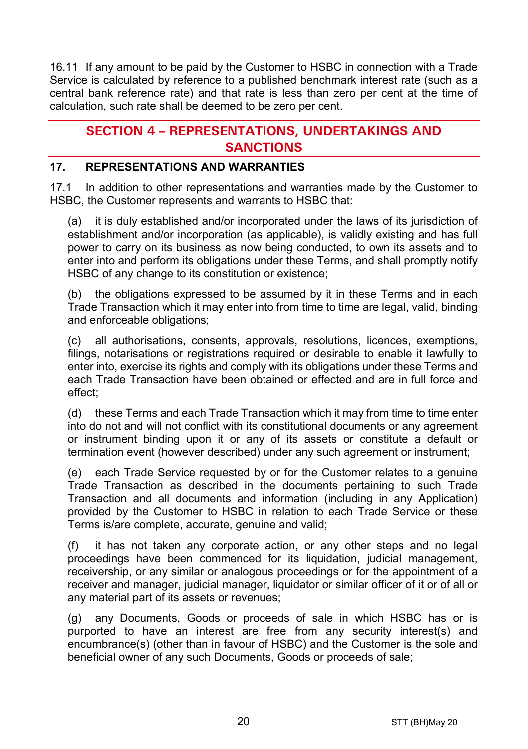16.11 If any amount to be paid by the Customer to HSBC in connection with a Trade Service is calculated by reference to a published benchmark interest rate (such as a central bank reference rate) and that rate is less than zero per cent at the time of calculation, such rate shall be deemed to be zero per cent.

## SECTION 4 – REPRESENTATIONS, UNDERTAKINGS AND SANCTIONS

### 17. REPRESENTATIONS AND WARRANTIES

17.1 In addition to other representations and warranties made by the Customer to HSBC, the Customer represents and warrants to HSBC that:

(a) it is duly established and/or incorporated under the laws of its jurisdiction of establishment and/or incorporation (as applicable), is validly existing and has full power to carry on its business as now being conducted, to own its assets and to enter into and perform its obligations under these Terms, and shall promptly notify HSBC of any change to its constitution or existence;

(b) the obligations expressed to be assumed by it in these Terms and in each Trade Transaction which it may enter into from time to time are legal, valid, binding and enforceable obligations;

(c) all authorisations, consents, approvals, resolutions, licences, exemptions, filings, notarisations or registrations required or desirable to enable it lawfully to enter into, exercise its rights and comply with its obligations under these Terms and each Trade Transaction have been obtained or effected and are in full force and effect;

(d) these Terms and each Trade Transaction which it may from time to time enter into do not and will not conflict with its constitutional documents or any agreement or instrument binding upon it or any of its assets or constitute a default or termination event (however described) under any such agreement or instrument;

(e) each Trade Service requested by or for the Customer relates to a genuine Trade Transaction as described in the documents pertaining to such Trade Transaction and all documents and information (including in any Application) provided by the Customer to HSBC in relation to each Trade Service or these Terms is/are complete, accurate, genuine and valid;

(f) it has not taken any corporate action, or any other steps and no legal proceedings have been commenced for its liquidation, judicial management, receivership, or any similar or analogous proceedings or for the appointment of a receiver and manager, judicial manager, liquidator or similar officer of it or of all or any material part of its assets or revenues;

(g) any Documents, Goods or proceeds of sale in which HSBC has or is purported to have an interest are free from any security interest(s) and encumbrance(s) (other than in favour of HSBC) and the Customer is the sole and beneficial owner of any such Documents, Goods or proceeds of sale;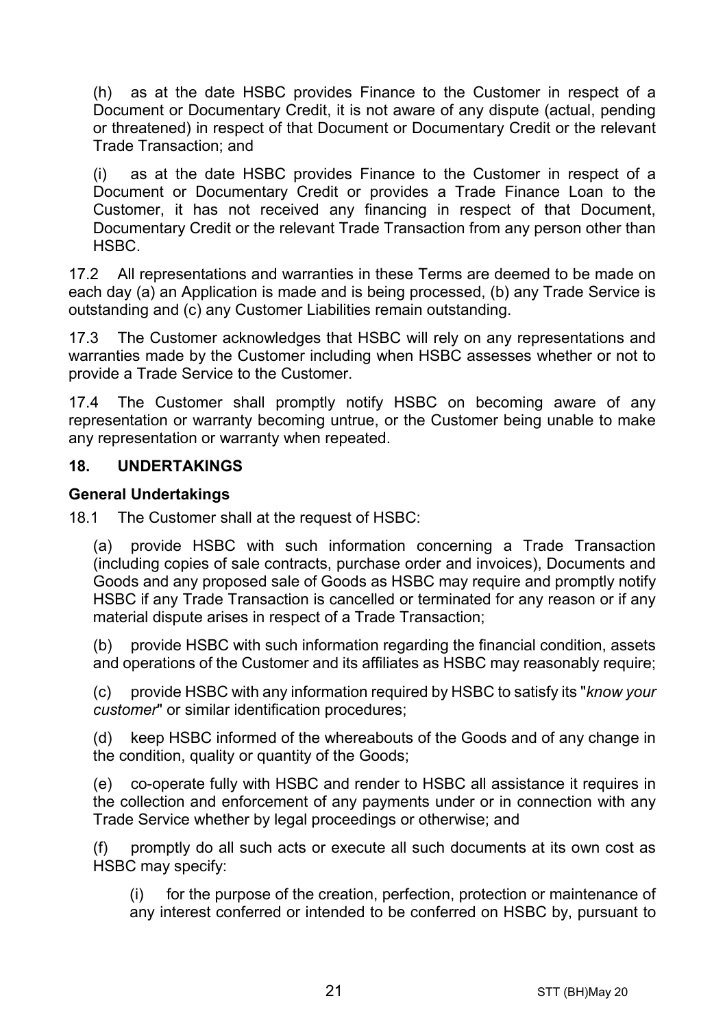(h) as at the date HSBC provides Finance to the Customer in respect of a Document or Documentary Credit, it is not aware of any dispute (actual, pending or threatened) in respect of that Document or Documentary Credit or the relevant Trade Transaction; and

(i) as at the date HSBC provides Finance to the Customer in respect of a Document or Documentary Credit or provides a Trade Finance Loan to the Customer, it has not received any financing in respect of that Document, Documentary Credit or the relevant Trade Transaction from any person other than HSBC.

17.2 All representations and warranties in these Terms are deemed to be made on each day (a) an Application is made and is being processed, (b) any Trade Service is outstanding and (c) any Customer Liabilities remain outstanding.

17.3 The Customer acknowledges that HSBC will rely on any representations and warranties made by the Customer including when HSBC assesses whether or not to provide a Trade Service to the Customer.

17.4 The Customer shall promptly notify HSBC on becoming aware of any representation or warranty becoming untrue, or the Customer being unable to make any representation or warranty when repeated.

## 18. UNDERTAKINGS

### General Undertakings

18.1 The Customer shall at the request of HSBC:

(a) provide HSBC with such information concerning a Trade Transaction (including copies of sale contracts, purchase order and invoices), Documents and Goods and any proposed sale of Goods as HSBC may require and promptly notify HSBC if any Trade Transaction is cancelled or terminated for any reason or if any material dispute arises in respect of a Trade Transaction;

(b) provide HSBC with such information regarding the financial condition, assets and operations of the Customer and its affiliates as HSBC may reasonably require;

(c) provide HSBC with any information required by HSBC to satisfy its "*know your customer*" or similar identification procedures;

(d) keep HSBC informed of the whereabouts of the Goods and of any change in the condition, quality or quantity of the Goods;

(e) co-operate fully with HSBC and render to HSBC all assistance it requires in the collection and enforcement of any payments under or in connection with any Trade Service whether by legal proceedings or otherwise; and

(f) promptly do all such acts or execute all such documents at its own cost as HSBC may specify:

(i) for the purpose of the creation, perfection, protection or maintenance of any interest conferred or intended to be conferred on HSBC by, pursuant to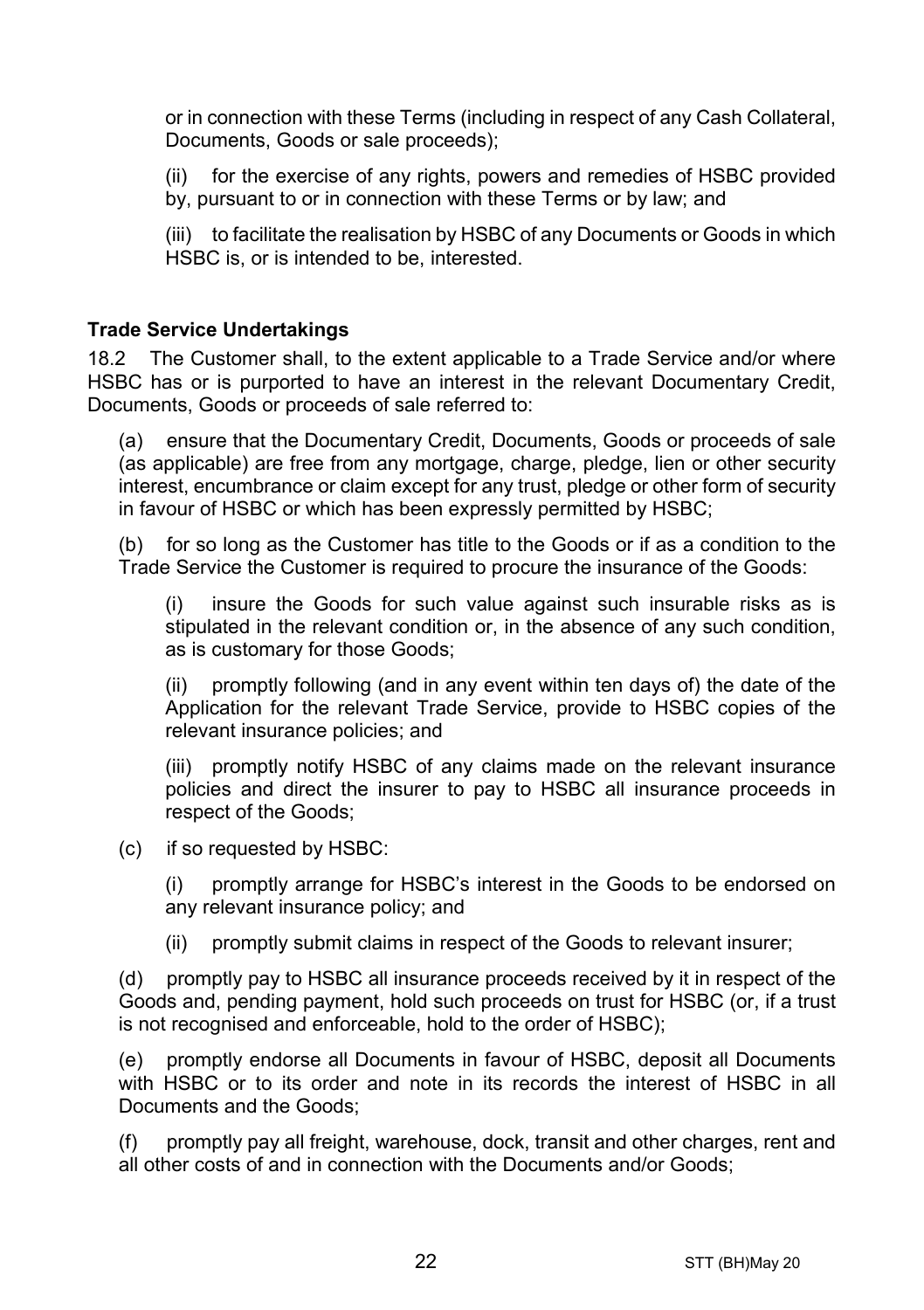or in connection with these Terms (including in respect of any Cash Collateral, Documents, Goods or sale proceeds);

(ii) for the exercise of any rights, powers and remedies of HSBC provided by, pursuant to or in connection with these Terms or by law; and

(iii) to facilitate the realisation by HSBC of any Documents or Goods in which HSBC is, or is intended to be, interested.

**Trade Service Undertakings**

18.2 The Customer shall, to the extent applicable to a Trade Service and/or where HSBC has or is purported to have an interest in the relevant Documentary Credit, Documents, Goods or proceeds of sale referred to:

(a) ensure that the Documentary Credit, Documents, Goods or proceeds of sale (as applicable) are free from any mortgage, charge, pledge, lien or other security interest, encumbrance or claim except for any trust, pledge or other form of security in favour of HSBC or which has been expressly permitted by HSBC;

(b) for so long as the Customer has title to the Goods or if as a condition to the Trade Service the Customer is required to procure the insurance of the Goods:

(i) insure the Goods for such value against such insurable risks as is stipulated in the relevant condition or, in the absence of any such condition, as is customary for those Goods;

(ii) promptly following (and in any event within ten days of) the date of the Application for the relevant Trade Service, provide to HSBC copies of the relevant insurance policies; and

(iii) promptly notify HSBC of any claims made on the relevant insurance policies and direct the insurer to pay to HSBC all insurance proceeds in respect of the Goods;

(c) if so requested by HSBC:

(i) promptly arrange for HSBC's interest in the Goods to be endorsed on any relevant insurance policy; and

(ii) promptly submit claims in respect of the Goods to relevant insurer;

(d) promptly pay to HSBC all insurance proceeds received by it in respect of the Goods and, pending payment, hold such proceeds on trust for HSBC (or, if a trust is not recognised and enforceable, hold to the order of HSBC);

(e) promptly endorse all Documents in favour of HSBC, deposit all Documents with HSBC or to its order and note in its records the interest of HSBC in all Documents and the Goods;

(f) promptly pay all freight, warehouse, dock, transit and other charges, rent and all other costs of and in connection with the Documents and/or Goods;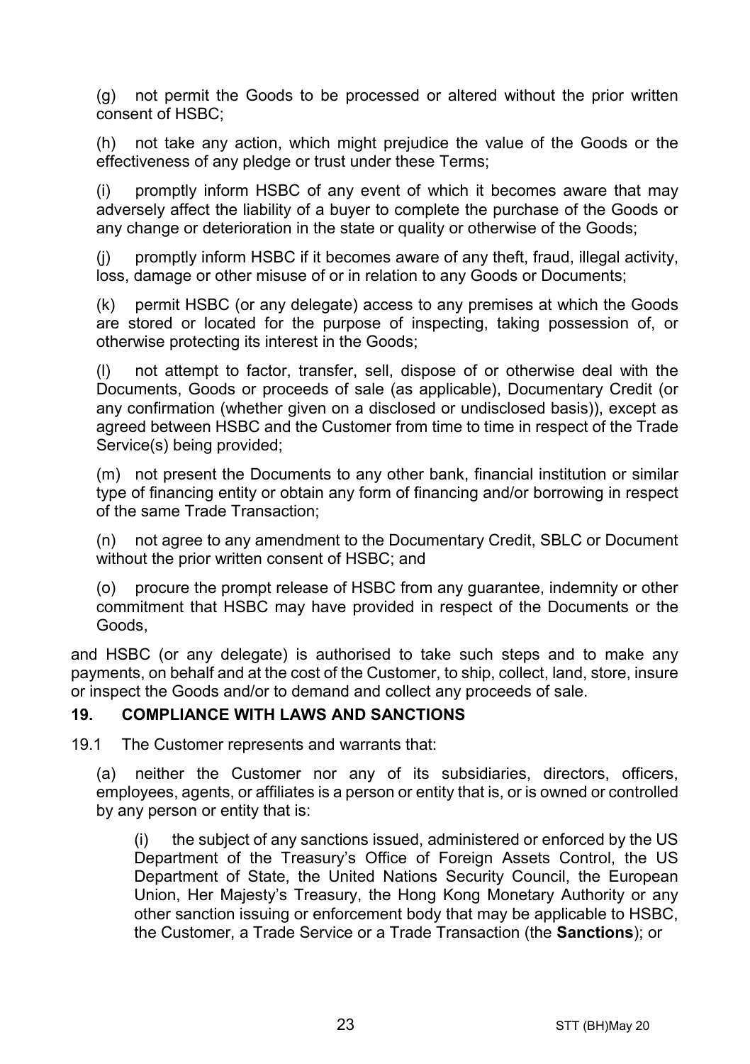(g) not permit the Goods to be processed or altered without the prior written consent of HSBC;

(h) not take any action, which might prejudice the value of the Goods or the effectiveness of any pledge or trust under these Terms;

(i) promptly inform HSBC of any event of which it becomes aware that may adversely affect the liability of a buyer to complete the purchase of the Goods or any change or deterioration in the state or quality or otherwise of the Goods;

(j) promptly inform HSBC if it becomes aware of any theft, fraud, illegal activity, loss, damage or other misuse of or in relation to any Goods or Documents;

(k) permit HSBC (or any delegate) access to any premises at which the Goods are stored or located for the purpose of inspecting, taking possession of, or otherwise protecting its interest in the Goods;

(l) not attempt to factor, transfer, sell, dispose of or otherwise deal with the Documents, Goods or proceeds of sale (as applicable), Documentary Credit (or any confirmation (whether given on a disclosed or undisclosed basis)), except as agreed between HSBC and the Customer from time to time in respect of the Trade Service(s) being provided;

(m) not present the Documents to any other bank, financial institution or similar type of financing entity or obtain any form of financing and/or borrowing in respect of the same Trade Transaction;

(n) not agree to any amendment to the Documentary Credit, SBLC or Document without the prior written consent of HSBC; and

(o) procure the prompt release of HSBC from any guarantee, indemnity or other commitment that HSBC may have provided in respect of the Documents or the Goods,

and HSBC (or any delegate) is authorised to take such steps and to make any payments, on behalf and at the cost of the Customer, to ship, collect, land, store, insure or inspect the Goods and/or to demand and collect any proceeds of sale.

## 19. COMPLIANCE WITH LAWS AND SANCTIONS

19.1 The Customer represents and warrants that:

(a) neither the Customer nor any of its subsidiaries, directors, officers, employees, agents, or affiliates is a person or entity that is, or is owned or controlled by any person or entity that is:

(i) the subject of any sanctions issued, administered or enforced by the US Department of the Treasury's Office of Foreign Assets Control, the US Department of State, the United Nations Security Council, the European Union, Her Majesty's Treasury, the Hong Kong Monetary Authority or any other sanction issuing or enforcement body that may be applicable to HSBC, the Customer, a Trade Service or a Trade Transaction (the **Sanctions**); or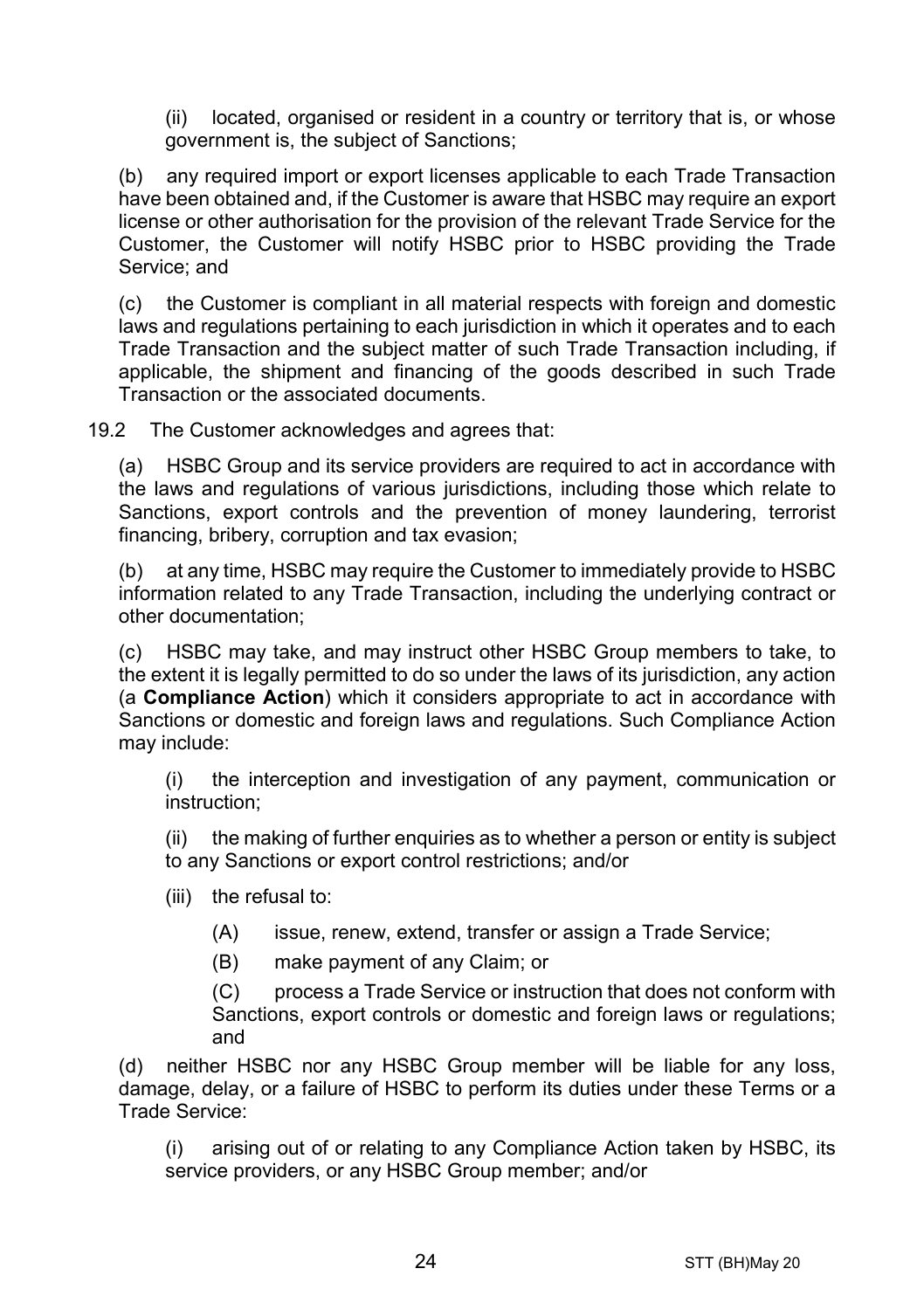(ii) located, organised or resident in a country or territory that is, or whose government is, the subject of Sanctions;

(b) any required import or export licenses applicable to each Trade Transaction have been obtained and, if the Customer is aware that HSBC may require an export license or other authorisation for the provision of the relevant Trade Service for the Customer, the Customer will notify HSBC prior to HSBC providing the Trade Service; and

(c) the Customer is compliant in all material respects with foreign and domestic laws and regulations pertaining to each jurisdiction in which it operates and to each Trade Transaction and the subject matter of such Trade Transaction including, if applicable, the shipment and financing of the goods described in such Trade Transaction or the associated documents.

19.2 The Customer acknowledges and agrees that:

(a) HSBC Group and its service providers are required to act in accordance with the laws and regulations of various jurisdictions, including those which relate to Sanctions, export controls and the prevention of money laundering, terrorist financing, bribery, corruption and tax evasion;

(b) at any time, HSBC may require the Customer to immediately provide to HSBC information related to any Trade Transaction, including the underlying contract or other documentation;

(c) HSBC may take, and may instruct other HSBC Group members to take, to the extent it is legally permitted to do so under the laws of its jurisdiction, any action (a **Compliance Action**) which it considers appropriate to act in accordance with Sanctions or domestic and foreign laws and regulations. Such Compliance Action may include:

(i) the interception and investigation of any payment, communication or instruction;

(ii) the making of further enquiries as to whether a person or entity is subject to any Sanctions or export control restrictions; and/or

(iii) the refusal to:

(A) issue, renew, extend, transfer or assign a Trade Service;

(B) make payment of any Claim; or

(C) process a Trade Service or instruction that does not conform with Sanctions, export controls or domestic and foreign laws or regulations; and

(d) neither HSBC nor any HSBC Group member will be liable for any loss, damage, delay, or a failure of HSBC to perform its duties under these Terms or a Trade Service:

(i) arising out of or relating to any Compliance Action taken by HSBC, its service providers, or any HSBC Group member; and/or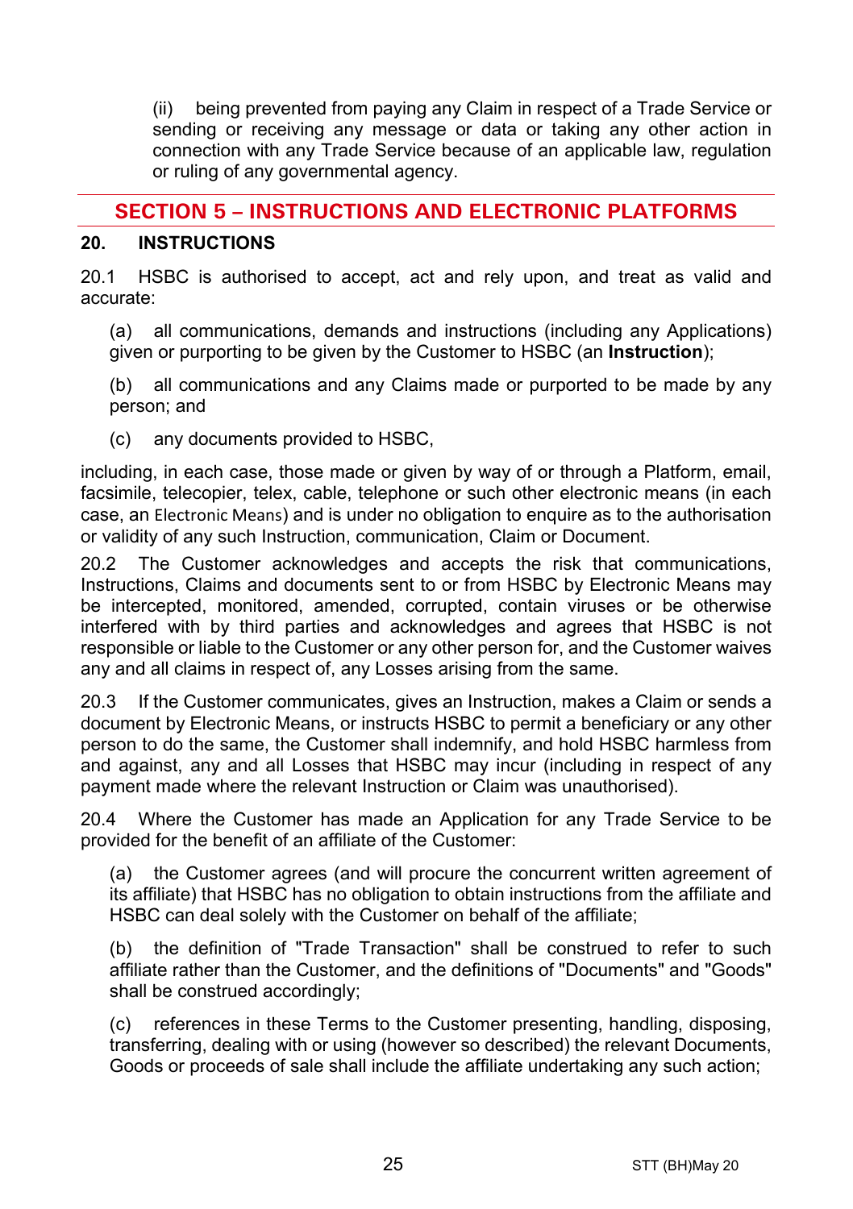(ii) being prevented from paying any Claim in respect of a Trade Service or sending or receiving any message or data or taking any other action in connection with any Trade Service because of an applicable law, regulation or ruling of any governmental agency.

## SECTION 5 – INSTRUCTIONS AND ELECTRONIC PLATFORMS

### 20. INSTRUCTIONS

20.1 HSBC is authorised to accept, act and rely upon, and treat as valid and accurate:

(a) all communications, demands and instructions (including any Applications) given or purporting to be given by the Customer to HSBC (an **Instruction**);

(b) all communications and any Claims made or purported to be made by any person; and

(c) any documents provided to HSBC,

including, in each case, those made or given by way of or through a Platform, email, facsimile, telecopier, telex, cable, telephone or such other electronic means (in each case, an Electronic Means) and is under no obligation to enquire as to the authorisation or validity of any such Instruction, communication, Claim or Document.

20.2 The Customer acknowledges and accepts the risk that communications, Instructions, Claims and documents sent to or from HSBC by Electronic Means may be intercepted, monitored, amended, corrupted, contain viruses or be otherwise interfered with by third parties and acknowledges and agrees that HSBC is not responsible or liable to the Customer or any other person for, and the Customer waives any and all claims in respect of, any Losses arising from the same.

20.3 If the Customer communicates, gives an Instruction, makes a Claim or sends a document by Electronic Means, or instructs HSBC to permit a beneficiary or any other person to do the same, the Customer shall indemnify, and hold HSBC harmless from and against, any and all Losses that HSBC may incur (including in respect of any payment made where the relevant Instruction or Claim was unauthorised).

20.4 Where the Customer has made an Application for any Trade Service to be provided for the benefit of an affiliate of the Customer:

(a) the Customer agrees (and will procure the concurrent written agreement of its affiliate) that HSBC has no obligation to obtain instructions from the affiliate and HSBC can deal solely with the Customer on behalf of the affiliate;

(b) the definition of "Trade Transaction" shall be construed to refer to such affiliate rather than the Customer, and the definitions of "Documents" and "Goods" shall be construed accordingly;

(c) references in these Terms to the Customer presenting, handling, disposing, transferring, dealing with or using (however so described) the relevant Documents, Goods or proceeds of sale shall include the affiliate undertaking any such action;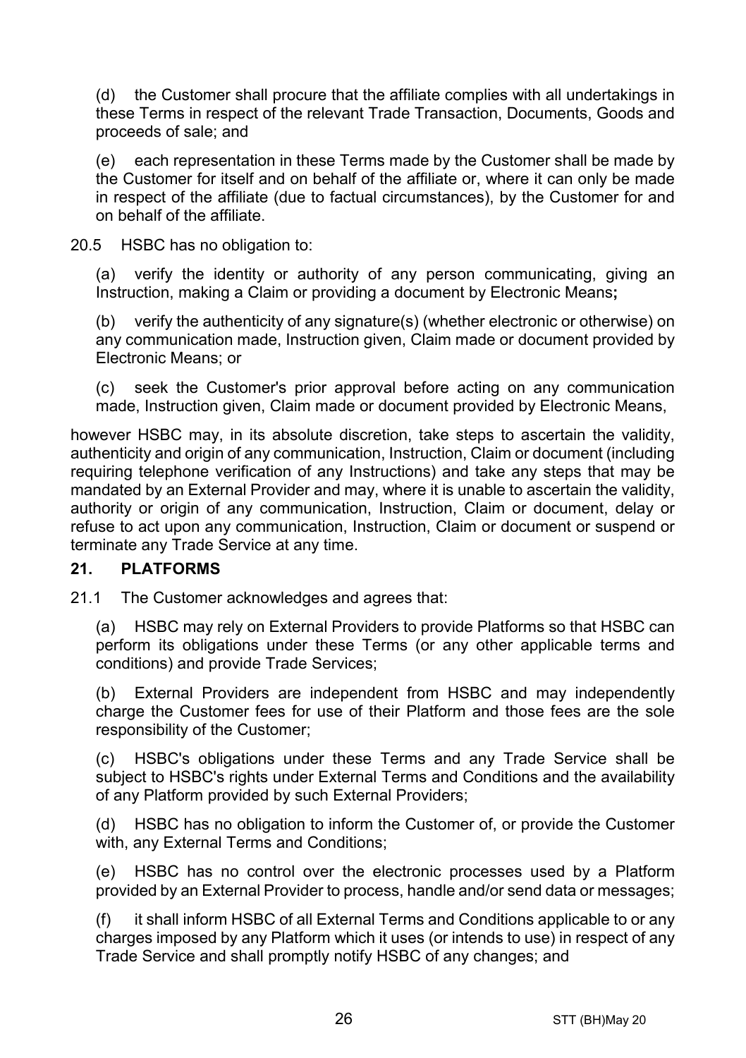(d) the Customer shall procure that the affiliate complies with all undertakings in these Terms in respect of the relevant Trade Transaction, Documents, Goods and proceeds of sale; and

(e) each representation in these Terms made by the Customer shall be made by the Customer for itself and on behalf of the affiliate or, where it can only be made in respect of the affiliate (due to factual circumstances), by the Customer for and on behalf of the affiliate.

20.5 HSBC has no obligation to:

(a) verify the identity or authority of any person communicating, giving an Instruction, making a Claim or providing a document by Electronic Means**;**

(b) verify the authenticity of any signature(s) (whether electronic or otherwise) on any communication made, Instruction given, Claim made or document provided by Electronic Means; or

(c) seek the Customer's prior approval before acting on any communication made, Instruction given, Claim made or document provided by Electronic Means,

however HSBC may, in its absolute discretion, take steps to ascertain the validity, authenticity and origin of any communication, Instruction, Claim or document (including requiring telephone verification of any Instructions) and take any steps that may be mandated by an External Provider and may, where it is unable to ascertain the validity, authority or origin of any communication, Instruction, Claim or document, delay or refuse to act upon any communication, Instruction, Claim or document or suspend or terminate any Trade Service at any time.

## 21. PLATFORMS

21.1 The Customer acknowledges and agrees that:

(a) HSBC may rely on External Providers to provide Platforms so that HSBC can perform its obligations under these Terms (or any other applicable terms and conditions) and provide Trade Services;

(b) External Providers are independent from HSBC and may independently charge the Customer fees for use of their Platform and those fees are the sole responsibility of the Customer;

(c) HSBC's obligations under these Terms and any Trade Service shall be subject to HSBC's rights under External Terms and Conditions and the availability of any Platform provided by such External Providers;

(d) HSBC has no obligation to inform the Customer of, or provide the Customer with, any External Terms and Conditions;

(e) HSBC has no control over the electronic processes used by a Platform provided by an External Provider to process, handle and/or send data or messages;

(f) it shall inform HSBC of all External Terms and Conditions applicable to or any charges imposed by any Platform which it uses (or intends to use) in respect of any Trade Service and shall promptly notify HSBC of any changes; and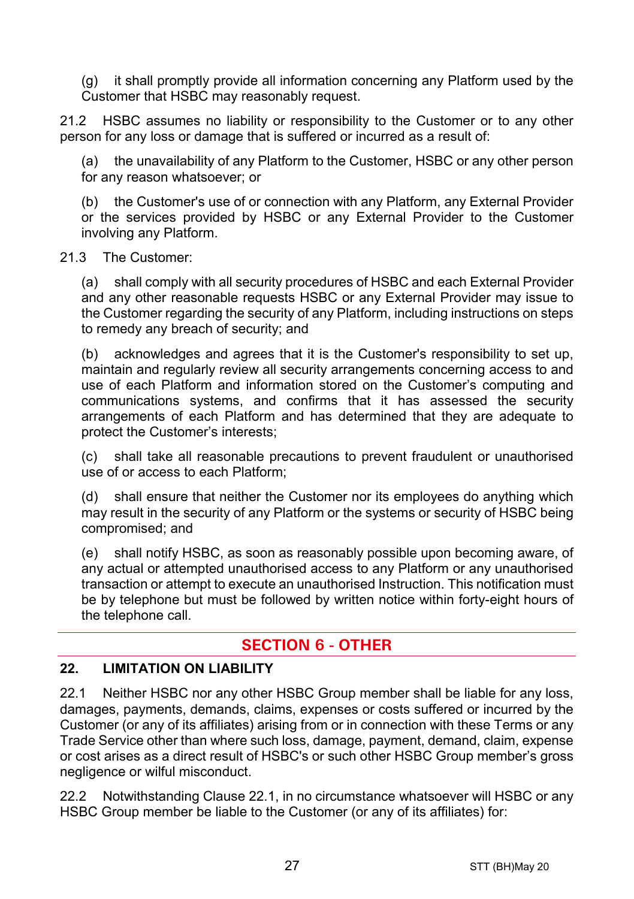(g) it shall promptly provide all information concerning any Platform used by the Customer that HSBC may reasonably request.

21.2 HSBC assumes no liability or responsibility to the Customer or to any other person for any loss or damage that is suffered or incurred as a result of:

(a) the unavailability of any Platform to the Customer, HSBC or any other person for any reason whatsoever; or

(b) the Customer's use of or connection with any Platform, any External Provider or the services provided by HSBC or any External Provider to the Customer involving any Platform.

21.3 The Customer:

(a) shall comply with all security procedures of HSBC and each External Provider and any other reasonable requests HSBC or any External Provider may issue to the Customer regarding the security of any Platform, including instructions on steps to remedy any breach of security; and

(b) acknowledges and agrees that it is the Customer's responsibility to set up, maintain and regularly review all security arrangements concerning access to and use of each Platform and information stored on the Customer's computing and communications systems, and confirms that it has assessed the security arrangements of each Platform and has determined that they are adequate to protect the Customer's interests;

(c) shall take all reasonable precautions to prevent fraudulent or unauthorised use of or access to each Platform;

(d) shall ensure that neither the Customer nor its employees do anything which may result in the security of any Platform or the systems or security of HSBC being compromised; and

(e) shall notify HSBC, as soon as reasonably possible upon becoming aware, of any actual or attempted unauthorised access to any Platform or any unauthorised transaction or attempt to execute an unauthorised Instruction. This notification must be by telephone but must be followed by written notice within forty-eight hours of the telephone call.

## SECTION 6 - OTHER

### 22. LIMITATION ON LIABILITY

22.1 Neither HSBC nor any other HSBC Group member shall be liable for any loss, damages, payments, demands, claims, expenses or costs suffered or incurred by the Customer (or any of its affiliates) arising from or in connection with these Terms or any Trade Service other than where such loss, damage, payment, demand, claim, expense or cost arises as a direct result of HSBC's or such other HSBC Group member's gross negligence or wilful misconduct.

22.2 Notwithstanding Clause 22.1, in no circumstance whatsoever will HSBC or any HSBC Group member be liable to the Customer (or any of its affiliates) for: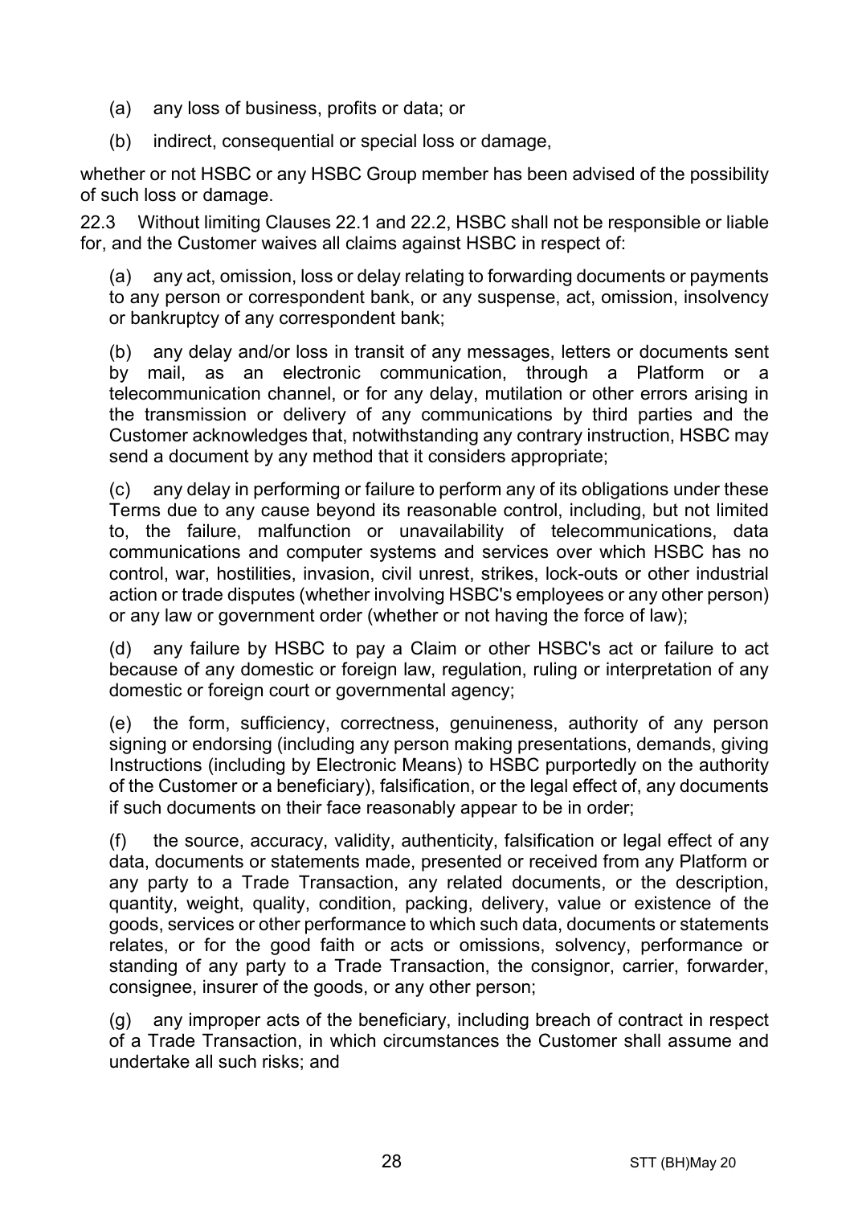(a) any loss of business, profits or data; or

(b) indirect, consequential or special loss or damage,

whether or not HSBC or any HSBC Group member has been advised of the possibility of such loss or damage.

22.3 Without limiting Clauses 22.1 and 22.2, HSBC shall not be responsible or liable for, and the Customer waives all claims against HSBC in respect of:

(a) any act, omission, loss or delay relating to forwarding documents or payments to any person or correspondent bank, or any suspense, act, omission, insolvency or bankruptcy of any correspondent bank;

(b) any delay and/or loss in transit of any messages, letters or documents sent by mail, as an electronic communication, through a Platform or a telecommunication channel, or for any delay, mutilation or other errors arising in the transmission or delivery of any communications by third parties and the Customer acknowledges that, notwithstanding any contrary instruction, HSBC may send a document by any method that it considers appropriate;

(c) any delay in performing or failure to perform any of its obligations under these Terms due to any cause beyond its reasonable control, including, but not limited to, the failure, malfunction or unavailability of telecommunications, data communications and computer systems and services over which HSBC has no control, war, hostilities, invasion, civil unrest, strikes, lock-outs or other industrial action or trade disputes (whether involving HSBC's employees or any other person) or any law or government order (whether or not having the force of law);

(d) any failure by HSBC to pay a Claim or other HSBC's act or failure to act because of any domestic or foreign law, regulation, ruling or interpretation of any domestic or foreign court or governmental agency;

(e) the form, sufficiency, correctness, genuineness, authority of any person signing or endorsing (including any person making presentations, demands, giving Instructions (including by Electronic Means) to HSBC purportedly on the authority of the Customer or a beneficiary), falsification, or the legal effect of, any documents if such documents on their face reasonably appear to be in order;

(f) the source, accuracy, validity, authenticity, falsification or legal effect of any data, documents or statements made, presented or received from any Platform or any party to a Trade Transaction, any related documents, or the description, quantity, weight, quality, condition, packing, delivery, value or existence of the goods, services or other performance to which such data, documents or statements relates, or for the good faith or acts or omissions, solvency, performance or standing of any party to a Trade Transaction, the consignor, carrier, forwarder, consignee, insurer of the goods, or any other person;

(g) any improper acts of the beneficiary, including breach of contract in respect of a Trade Transaction, in which circumstances the Customer shall assume and undertake all such risks; and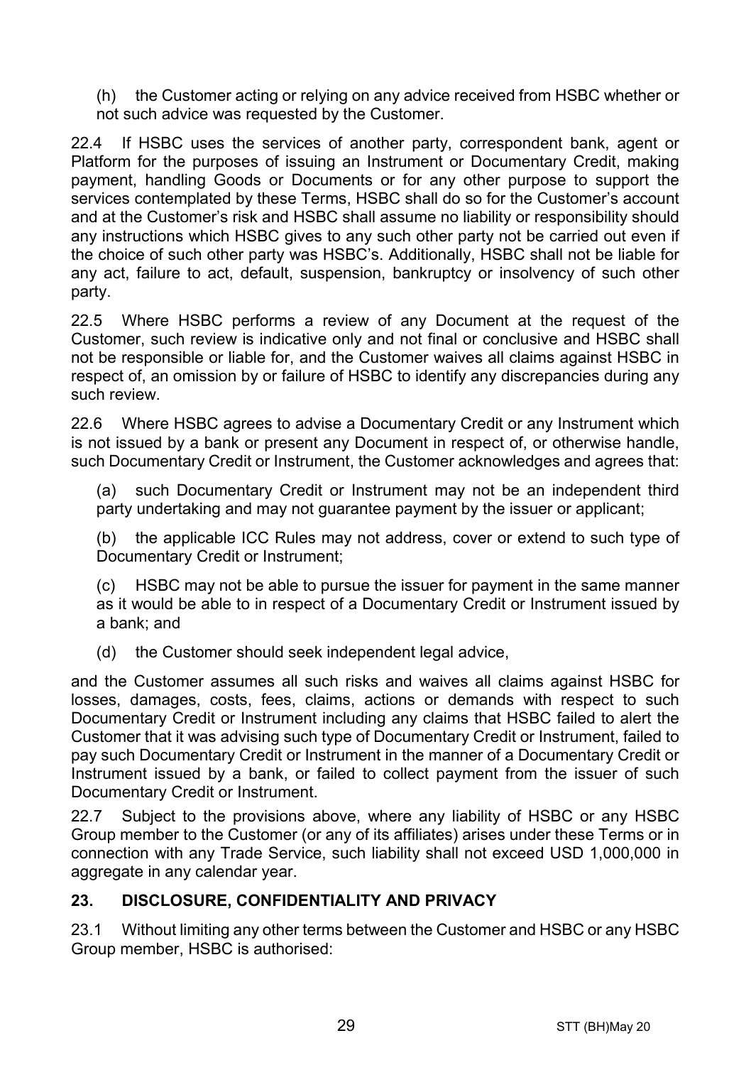(h) the Customer acting or relying on any advice received from HSBC whether or not such advice was requested by the Customer.

22.4 If HSBC uses the services of another party, correspondent bank, agent or Platform for the purposes of issuing an Instrument or Documentary Credit, making payment, handling Goods or Documents or for any other purpose to support the services contemplated by these Terms, HSBC shall do so for the Customer's account and at the Customer's risk and HSBC shall assume no liability or responsibility should any instructions which HSBC gives to any such other party not be carried out even if the choice of such other party was HSBC's. Additionally, HSBC shall not be liable for any act, failure to act, default, suspension, bankruptcy or insolvency of such other party.

22.5 Where HSBC performs a review of any Document at the request of the Customer, such review is indicative only and not final or conclusive and HSBC shall not be responsible or liable for, and the Customer waives all claims against HSBC in respect of, an omission by or failure of HSBC to identify any discrepancies during any such review.

22.6 Where HSBC agrees to advise a Documentary Credit or any Instrument which is not issued by a bank or present any Document in respect of, or otherwise handle, such Documentary Credit or Instrument, the Customer acknowledges and agrees that:

(a) such Documentary Credit or Instrument may not be an independent third party undertaking and may not guarantee payment by the issuer or applicant;

(b) the applicable ICC Rules may not address, cover or extend to such type of Documentary Credit or Instrument;

(c) HSBC may not be able to pursue the issuer for payment in the same manner as it would be able to in respect of a Documentary Credit or Instrument issued by a bank; and

(d) the Customer should seek independent legal advice,

and the Customer assumes all such risks and waives all claims against HSBC for losses, damages, costs, fees, claims, actions or demands with respect to such Documentary Credit or Instrument including any claims that HSBC failed to alert the Customer that it was advising such type of Documentary Credit or Instrument, failed to pay such Documentary Credit or Instrument in the manner of a Documentary Credit or Instrument issued by a bank, or failed to collect payment from the issuer of such Documentary Credit or Instrument.

22.7 Subject to the provisions above, where any liability of HSBC or any HSBC Group member to the Customer (or any of its affiliates) arises under these Terms or in connection with any Trade Service, such liability shall not exceed USD 1,000,000 in aggregate in any calendar year.

## 23. DISCLOSURE, CONFIDENTIALITY AND PRIVACY

23.1 Without limiting any other terms between the Customer and HSBC or any HSBC Group member, HSBC is authorised: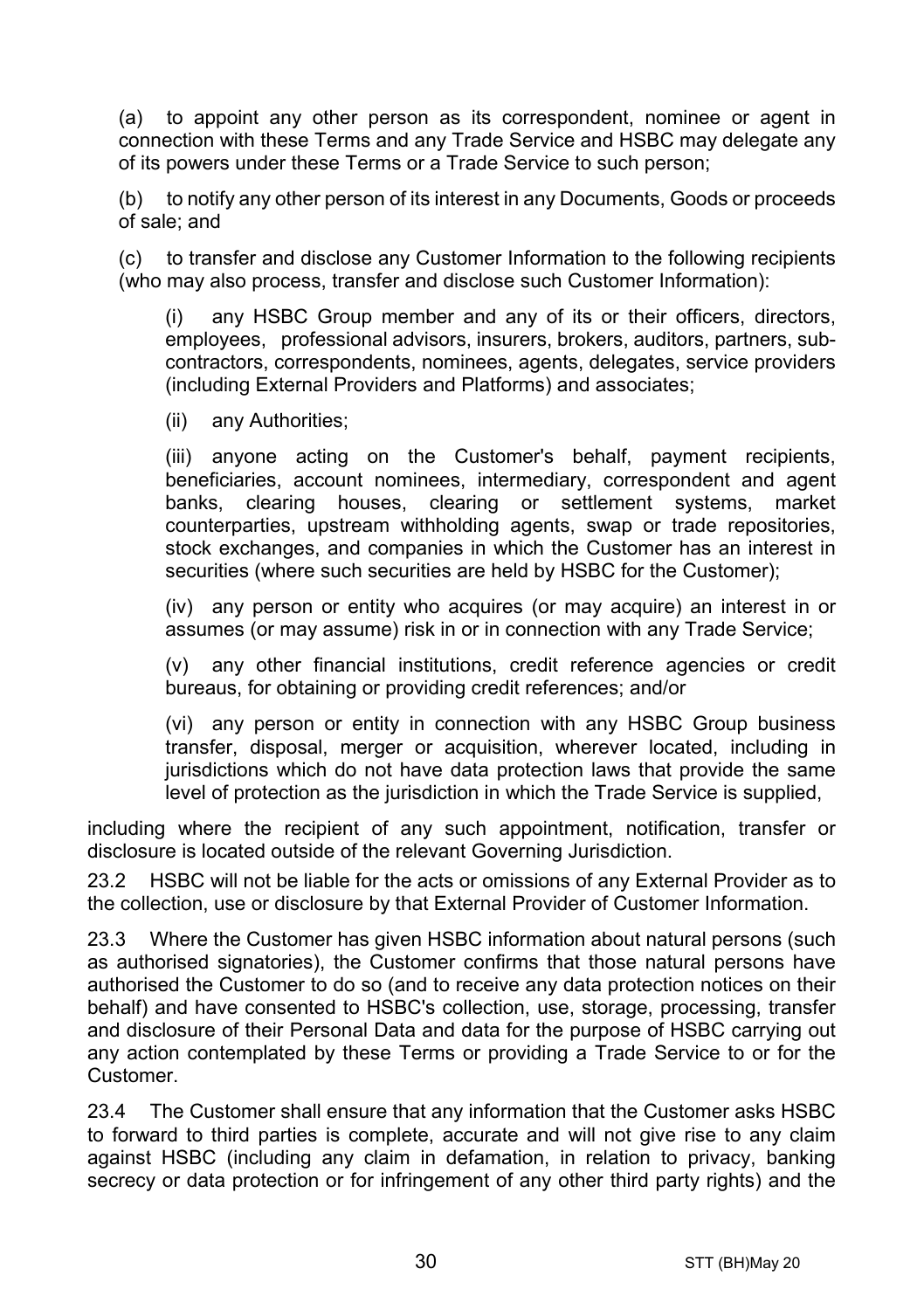(a) to appoint any other person as its correspondent, nominee or agent in connection with these Terms and any Trade Service and HSBC may delegate any of its powers under these Terms or a Trade Service to such person;

(b) to notify any other person of its interest in any Documents, Goods or proceeds of sale; and

(c) to transfer and disclose any Customer Information to the following recipients (who may also process, transfer and disclose such Customer Information):

> (i) any HSBC Group member and any of its or their officers, directors, employees, professional advisors, insurers, brokers, auditors, partners, sub-contractors, correspondents, nominees, agents, delegates, service providers (including External Providers and Platforms) and associates;
>
> (ii) any Authorities;
>
> (iii) anyone acting on the Customer's behalf, payment recipients, beneficiaries, account nominees, intermediary, correspondent and agent banks, clearing houses, clearing or settlement systems, market counterparties, upstream withholding agents, swap or trade repositories, stock exchanges, and companies in which the Customer has an interest in securities (where such securities are held by HSBC for the Customer);
>
> (iv) any person or entity who acquires (or may acquire) an interest in or assumes (or may assume) risk in or in connection with any Trade Service;
>
> (v) any other financial institutions, credit reference agencies or credit bureaus, for obtaining or providing credit references; and/or
>
> (vi) any person or entity in connection with any HSBC Group business transfer, disposal, merger or acquisition, wherever located, including in jurisdictions which do not have data protection laws that provide the same level of protection as the jurisdiction in which the Trade Service is supplied,

including where the recipient of any such appointment, notification, transfer or disclosure is located outside of the relevant Governing Jurisdiction.

23.2 HSBC will not be liable for the acts or omissions of any External Provider as to the collection, use or disclosure by that External Provider of Customer Information.

23.3 Where the Customer has given HSBC information about natural persons (such as authorised signatories), the Customer confirms that those natural persons have authorised the Customer to do so (and to receive any data protection notices on their behalf) and have consented to HSBC's collection, use, storage, processing, transfer and disclosure of their Personal Data and data for the purpose of HSBC carrying out any action contemplated by these Terms or providing a Trade Service to or for the Customer.

23.4 The Customer shall ensure that any information that the Customer asks HSBC to forward to third parties is complete, accurate and will not give rise to any claim against HSBC (including any claim in defamation, in relation to privacy, banking secrecy or data protection or for infringement of any other third party rights) and the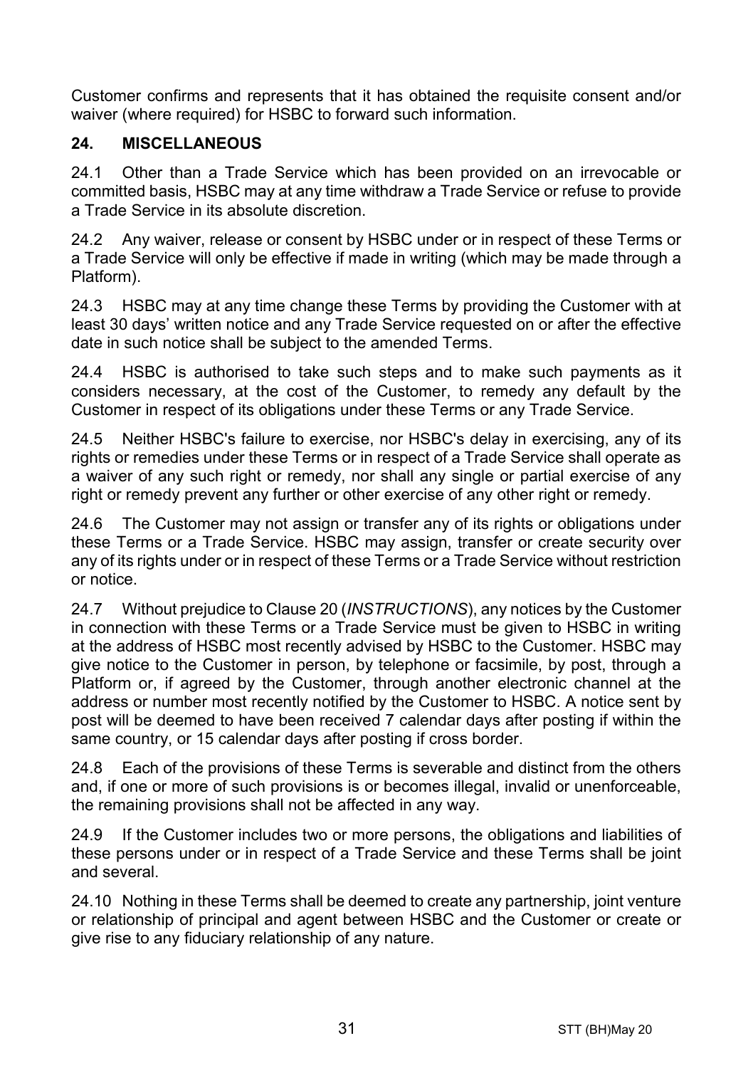Customer confirms and represents that it has obtained the requisite consent and/or waiver (where required) for HSBC to forward such information.

## 24. MISCELLANEOUS

24.1 Other than a Trade Service which has been provided on an irrevocable or committed basis, HSBC may at any time withdraw a Trade Service or refuse to provide a Trade Service in its absolute discretion.

24.2 Any waiver, release or consent by HSBC under or in respect of these Terms or a Trade Service will only be effective if made in writing (which may be made through a Platform).

24.3 HSBC may at any time change these Terms by providing the Customer with at least 30 days' written notice and any Trade Service requested on or after the effective date in such notice shall be subject to the amended Terms.

24.4 HSBC is authorised to take such steps and to make such payments as it considers necessary, at the cost of the Customer, to remedy any default by the Customer in respect of its obligations under these Terms or any Trade Service.

24.5 Neither HSBC's failure to exercise, nor HSBC's delay in exercising, any of its rights or remedies under these Terms or in respect of a Trade Service shall operate as a waiver of any such right or remedy, nor shall any single or partial exercise of any right or remedy prevent any further or other exercise of any other right or remedy.

24.6 The Customer may not assign or transfer any of its rights or obligations under these Terms or a Trade Service. HSBC may assign, transfer or create security over any of its rights under or in respect of these Terms or a Trade Service without restriction or notice.

24.7 Without prejudice to Clause 20 (*INSTRUCTIONS*), any notices by the Customer in connection with these Terms or a Trade Service must be given to HSBC in writing at the address of HSBC most recently advised by HSBC to the Customer. HSBC may give notice to the Customer in person, by telephone or facsimile, by post, through a Platform or, if agreed by the Customer, through another electronic channel at the address or number most recently notified by the Customer to HSBC. A notice sent by post will be deemed to have been received 7 calendar days after posting if within the same country, or 15 calendar days after posting if cross border.

24.8 Each of the provisions of these Terms is severable and distinct from the others and, if one or more of such provisions is or becomes illegal, invalid or unenforceable, the remaining provisions shall not be affected in any way.

24.9 If the Customer includes two or more persons, the obligations and liabilities of these persons under or in respect of a Trade Service and these Terms shall be joint and several.

24.10 Nothing in these Terms shall be deemed to create any partnership, joint venture or relationship of principal and agent between HSBC and the Customer or create or give rise to any fiduciary relationship of any nature.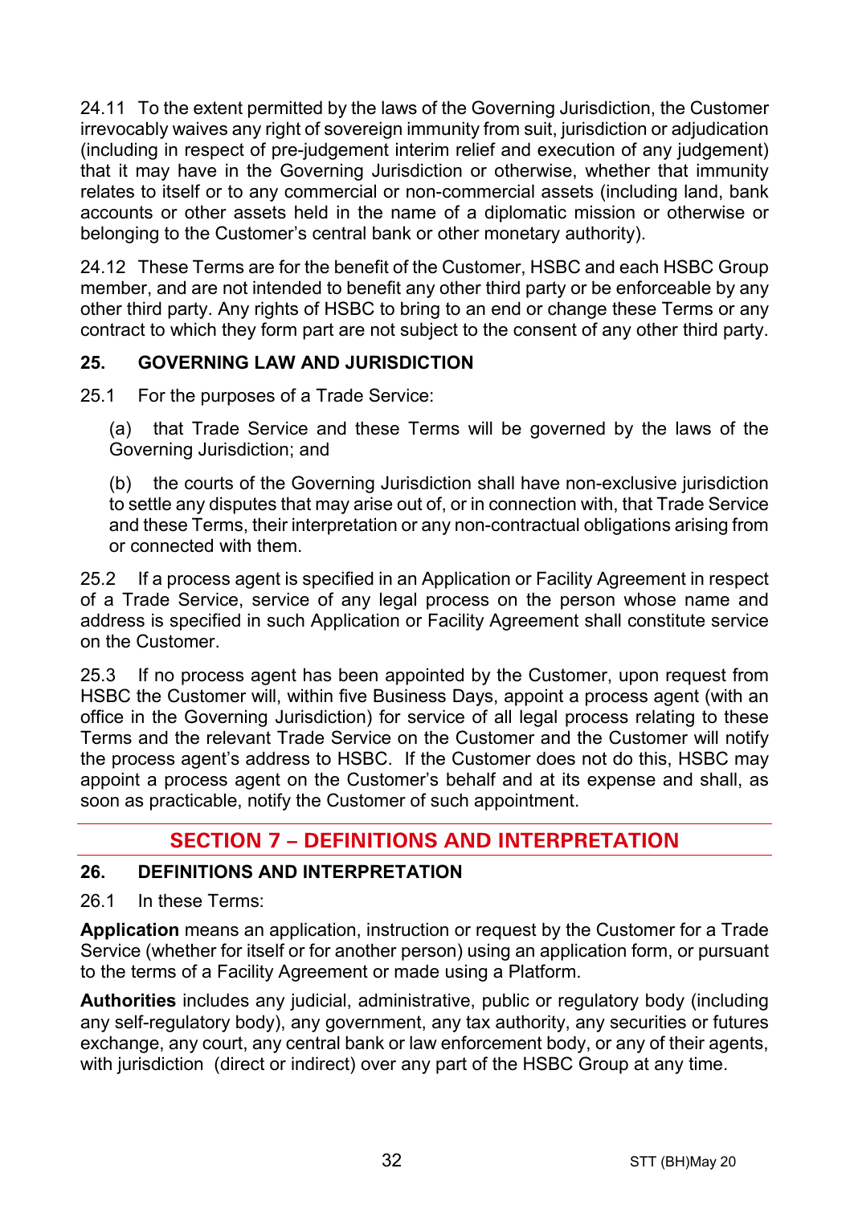24.11 To the extent permitted by the laws of the Governing Jurisdiction, the Customer irrevocably waives any right of sovereign immunity from suit, jurisdiction or adjudication (including in respect of pre-judgement interim relief and execution of any judgement) that it may have in the Governing Jurisdiction or otherwise, whether that immunity relates to itself or to any commercial or non-commercial assets (including land, bank accounts or other assets held in the name of a diplomatic mission or otherwise or belonging to the Customer's central bank or other monetary authority).

24.12 These Terms are for the benefit of the Customer, HSBC and each HSBC Group member, and are not intended to benefit any other third party or be enforceable by any other third party. Any rights of HSBC to bring to an end or change these Terms or any contract to which they form part are not subject to the consent of any other third party.

### 25. GOVERNING LAW AND JURISDICTION

25.1 For the purposes of a Trade Service:

(a) that Trade Service and these Terms will be governed by the laws of the Governing Jurisdiction; and

(b) the courts of the Governing Jurisdiction shall have non-exclusive jurisdiction to settle any disputes that may arise out of, or in connection with, that Trade Service and these Terms, their interpretation or any non-contractual obligations arising from or connected with them.

25.2 If a process agent is specified in an Application or Facility Agreement in respect of a Trade Service, service of any legal process on the person whose name and address is specified in such Application or Facility Agreement shall constitute service on the Customer.

25.3 If no process agent has been appointed by the Customer, upon request from HSBC the Customer will, within five Business Days, appoint a process agent (with an office in the Governing Jurisdiction) for service of all legal process relating to these Terms and the relevant Trade Service on the Customer and the Customer will notify the process agent's address to HSBC. If the Customer does not do this, HSBC may appoint a process agent on the Customer's behalf and at its expense and shall, as soon as practicable, notify the Customer of such appointment.

## SECTION 7 – DEFINITIONS AND INTERPRETATION

### 26. DEFINITIONS AND INTERPRETATION

26.1 In these Terms:

**Application** means an application, instruction or request by the Customer for a Trade Service (whether for itself or for another person) using an application form, or pursuant to the terms of a Facility Agreement or made using a Platform.

**Authorities** includes any judicial, administrative, public or regulatory body (including any self-regulatory body), any government, any tax authority, any securities or futures exchange, any court, any central bank or law enforcement body, or any of their agents, with jurisdiction (direct or indirect) over any part of the HSBC Group at any time.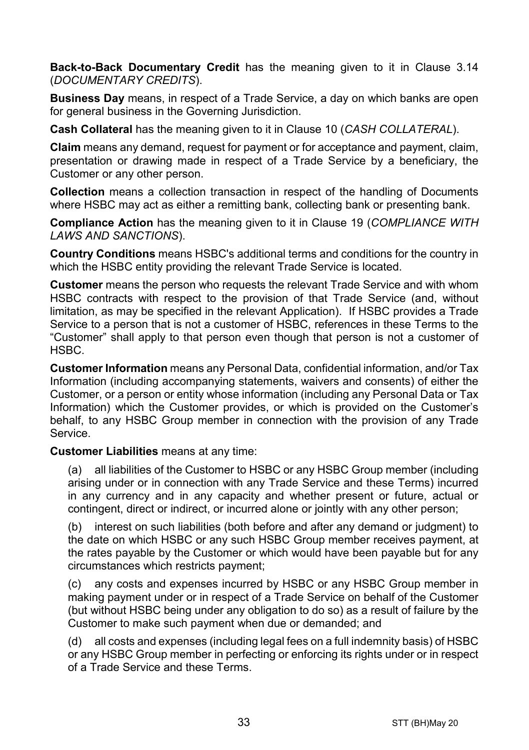**Back-to-Back Documentary Credit** has the meaning given to it in Clause 3.14 (*DOCUMENTARY CREDITS*).

**Business Day** means, in respect of a Trade Service, a day on which banks are open for general business in the Governing Jurisdiction.

**Cash Collateral** has the meaning given to it in Clause 10 (*CASH COLLATERAL*).

**Claim** means any demand, request for payment or for acceptance and payment, claim, presentation or drawing made in respect of a Trade Service by a beneficiary, the Customer or any other person.

**Collection** means a collection transaction in respect of the handling of Documents where HSBC may act as either a remitting bank, collecting bank or presenting bank.

**Compliance Action** has the meaning given to it in Clause 19 (*COMPLIANCE WITH LAWS AND SANCTIONS*).

**Country Conditions** means HSBC's additional terms and conditions for the country in which the HSBC entity providing the relevant Trade Service is located.

**Customer** means the person who requests the relevant Trade Service and with whom HSBC contracts with respect to the provision of that Trade Service (and, without limitation, as may be specified in the relevant Application). If HSBC provides a Trade Service to a person that is not a customer of HSBC, references in these Terms to the "Customer" shall apply to that person even though that person is not a customer of HSBC.

**Customer Information** means any Personal Data, confidential information, and/or Tax Information (including accompanying statements, waivers and consents) of either the Customer, or a person or entity whose information (including any Personal Data or Tax Information) which the Customer provides, or which is provided on the Customer's behalf, to any HSBC Group member in connection with the provision of any Trade Service.

**Customer Liabilities** means at any time:

(a) all liabilities of the Customer to HSBC or any HSBC Group member (including arising under or in connection with any Trade Service and these Terms) incurred in any currency and in any capacity and whether present or future, actual or contingent, direct or indirect, or incurred alone or jointly with any other person;

(b) interest on such liabilities (both before and after any demand or judgment) to the date on which HSBC or any such HSBC Group member receives payment, at the rates payable by the Customer or which would have been payable but for any circumstances which restricts payment;

(c) any costs and expenses incurred by HSBC or any HSBC Group member in making payment under or in respect of a Trade Service on behalf of the Customer (but without HSBC being under any obligation to do so) as a result of failure by the Customer to make such payment when due or demanded; and

(d) all costs and expenses (including legal fees on a full indemnity basis) of HSBC or any HSBC Group member in perfecting or enforcing its rights under or in respect of a Trade Service and these Terms.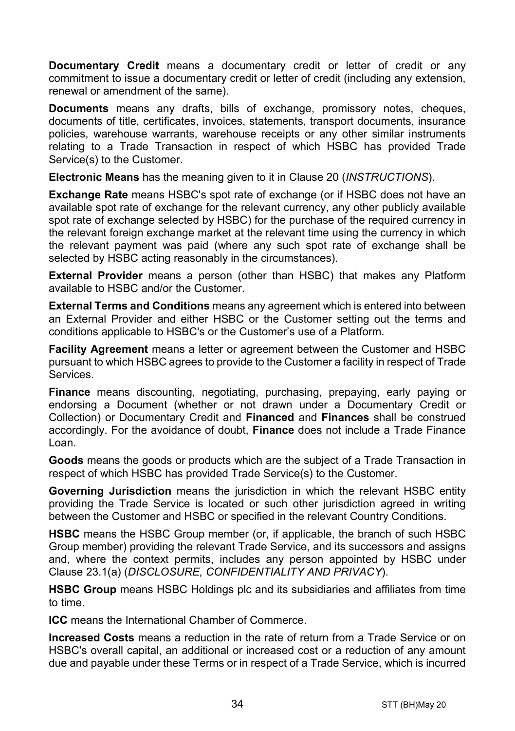**Documentary Credit** means a documentary credit or letter of credit or any commitment to issue a documentary credit or letter of credit (including any extension, renewal or amendment of the same).

**Documents** means any drafts, bills of exchange, promissory notes, cheques, documents of title, certificates, invoices, statements, transport documents, insurance policies, warehouse warrants, warehouse receipts or any other similar instruments relating to a Trade Transaction in respect of which HSBC has provided Trade Service(s) to the Customer.

**Electronic Means** has the meaning given to it in Clause 20 (*INSTRUCTIONS*).

**Exchange Rate** means HSBC's spot rate of exchange (or if HSBC does not have an available spot rate of exchange for the relevant currency, any other publicly available spot rate of exchange selected by HSBC) for the purchase of the required currency in the relevant foreign exchange market at the relevant time using the currency in which the relevant payment was paid (where any such spot rate of exchange shall be selected by HSBC acting reasonably in the circumstances).

**External Provider** means a person (other than HSBC) that makes any Platform available to HSBC and/or the Customer.

**External Terms and Conditions** means any agreement which is entered into between an External Provider and either HSBC or the Customer setting out the terms and conditions applicable to HSBC's or the Customer's use of a Platform.

**Facility Agreement** means a letter or agreement between the Customer and HSBC pursuant to which HSBC agrees to provide to the Customer a facility in respect of Trade Services.

**Finance** means discounting, negotiating, purchasing, prepaying, early paying or endorsing a Document (whether or not drawn under a Documentary Credit or Collection) or Documentary Credit and **Financed** and **Finances** shall be construed accordingly. For the avoidance of doubt, **Finance** does not include a Trade Finance Loan.

**Goods** means the goods or products which are the subject of a Trade Transaction in respect of which HSBC has provided Trade Service(s) to the Customer.

**Governing Jurisdiction** means the jurisdiction in which the relevant HSBC entity providing the Trade Service is located or such other jurisdiction agreed in writing between the Customer and HSBC or specified in the relevant Country Conditions.

**HSBC** means the HSBC Group member (or, if applicable, the branch of such HSBC Group member) providing the relevant Trade Service, and its successors and assigns and, where the context permits, includes any person appointed by HSBC under Clause 23.1(a) (*DISCLOSURE, CONFIDENTIALITY AND PRIVACY*).

**HSBC Group** means HSBC Holdings plc and its subsidiaries and affiliates from time to time.

**ICC** means the International Chamber of Commerce.

**Increased Costs** means a reduction in the rate of return from a Trade Service or on HSBC's overall capital, an additional or increased cost or a reduction of any amount due and payable under these Terms or in respect of a Trade Service, which is incurred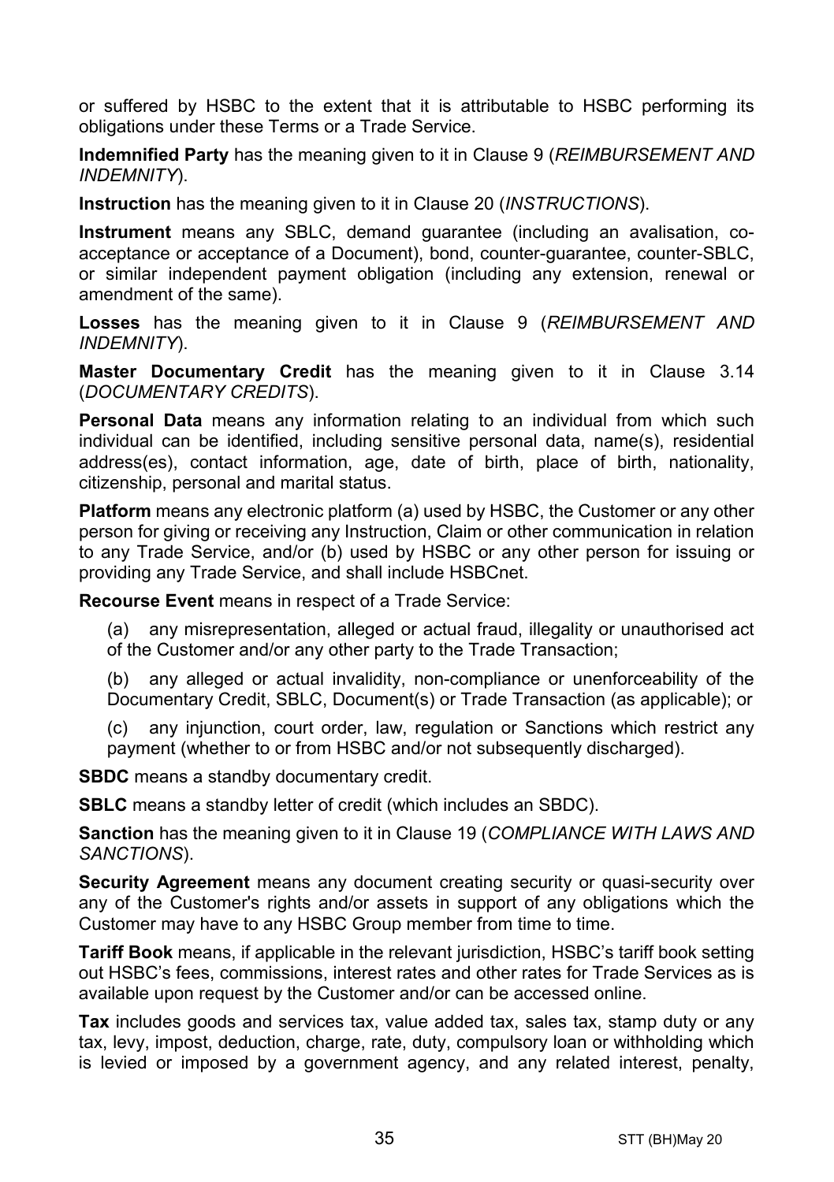or suffered by HSBC to the extent that it is attributable to HSBC performing its obligations under these Terms or a Trade Service.

**Indemnified Party** has the meaning given to it in Clause 9 (*REIMBURSEMENT AND INDEMNITY*).

**Instruction** has the meaning given to it in Clause 20 (*INSTRUCTIONS*).

**Instrument** means any SBLC, demand guarantee (including an avalisation, co-acceptance or acceptance of a Document), bond, counter-guarantee, counter-SBLC, or similar independent payment obligation (including any extension, renewal or amendment of the same).

**Losses** has the meaning given to it in Clause 9 (*REIMBURSEMENT AND INDEMNITY*).

**Master Documentary Credit** has the meaning given to it in Clause 3.14 (*DOCUMENTARY CREDITS*).

**Personal Data** means any information relating to an individual from which such individual can be identified, including sensitive personal data, name(s), residential address(es), contact information, age, date of birth, place of birth, nationality, citizenship, personal and marital status.

**Platform** means any electronic platform (a) used by HSBC, the Customer or any other person for giving or receiving any Instruction, Claim or other communication in relation to any Trade Service, and/or (b) used by HSBC or any other person for issuing or providing any Trade Service, and shall include HSBCnet.

**Recourse Event** means in respect of a Trade Service:

(a) any misrepresentation, alleged or actual fraud, illegality or unauthorised act of the Customer and/or any other party to the Trade Transaction;

(b) any alleged or actual invalidity, non-compliance or unenforceability of the Documentary Credit, SBLC, Document(s) or Trade Transaction (as applicable); or

(c) any injunction, court order, law, regulation or Sanctions which restrict any payment (whether to or from HSBC and/or not subsequently discharged).

**SBDC** means a standby documentary credit.

**SBLC** means a standby letter of credit (which includes an SBDC).

**Sanction** has the meaning given to it in Clause 19 (*COMPLIANCE WITH LAWS AND SANCTIONS*).

**Security Agreement** means any document creating security or quasi-security over any of the Customer's rights and/or assets in support of any obligations which the Customer may have to any HSBC Group member from time to time.

**Tariff Book** means, if applicable in the relevant jurisdiction, HSBC's tariff book setting out HSBC's fees, commissions, interest rates and other rates for Trade Services as is available upon request by the Customer and/or can be accessed online.

**Tax** includes goods and services tax, value added tax, sales tax, stamp duty or any tax, levy, impost, deduction, charge, rate, duty, compulsory loan or withholding which is levied or imposed by a government agency, and any related interest, penalty,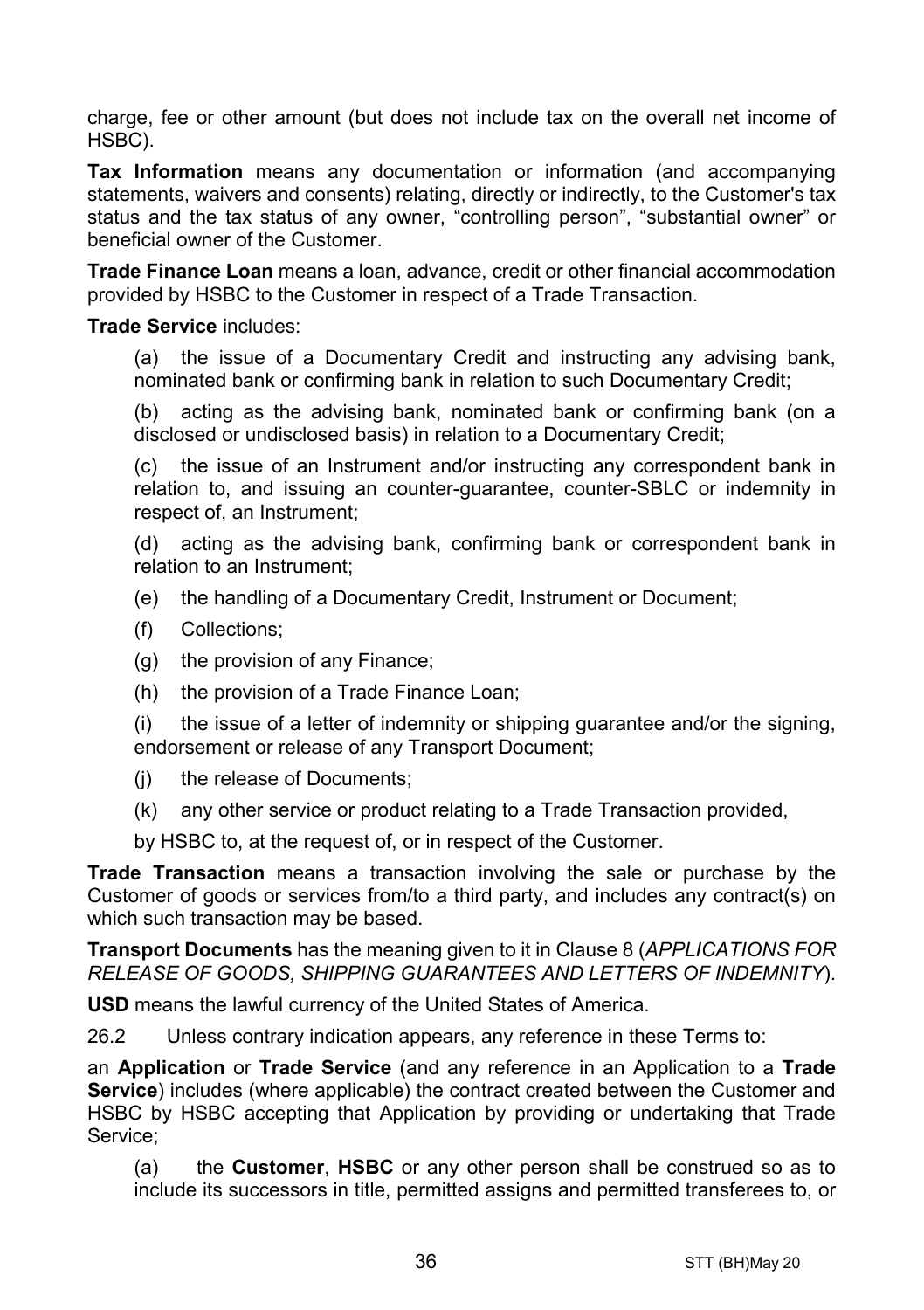charge, fee or other amount (but does not include tax on the overall net income of HSBC).

**Tax Information** means any documentation or information (and accompanying statements, waivers and consents) relating, directly or indirectly, to the Customer's tax status and the tax status of any owner, "controlling person", "substantial owner" or beneficial owner of the Customer.

**Trade Finance Loan** means a loan, advance, credit or other financial accommodation provided by HSBC to the Customer in respect of a Trade Transaction.

**Trade Service** includes:

(a) the issue of a Documentary Credit and instructing any advising bank, nominated bank or confirming bank in relation to such Documentary Credit;

(b) acting as the advising bank, nominated bank or confirming bank (on a disclosed or undisclosed basis) in relation to a Documentary Credit;

(c) the issue of an Instrument and/or instructing any correspondent bank in relation to, and issuing an counter-guarantee, counter-SBLC or indemnity in respect of, an Instrument;

(d) acting as the advising bank, confirming bank or correspondent bank in relation to an Instrument;

(e) the handling of a Documentary Credit, Instrument or Document;

(f) Collections;

(g) the provision of any Finance;

(h) the provision of a Trade Finance Loan;

(i) the issue of a letter of indemnity or shipping guarantee and/or the signing, endorsement or release of any Transport Document;

(j) the release of Documents;

(k) any other service or product relating to a Trade Transaction provided,

by HSBC to, at the request of, or in respect of the Customer.

**Trade Transaction** means a transaction involving the sale or purchase by the Customer of goods or services from/to a third party, and includes any contract(s) on which such transaction may be based.

**Transport Documents** has the meaning given to it in Clause 8 (*APPLICATIONS FOR RELEASE OF GOODS, SHIPPING GUARANTEES AND LETTERS OF INDEMNITY*).

**USD** means the lawful currency of the United States of America.

26.2 Unless contrary indication appears, any reference in these Terms to:

an **Application** or **Trade Service** (and any reference in an Application to a **Trade Service**) includes (where applicable) the contract created between the Customer and HSBC by HSBC accepting that Application by providing or undertaking that Trade Service;

(a) the **Customer**, **HSBC** or any other person shall be construed so as to include its successors in title, permitted assigns and permitted transferees to, or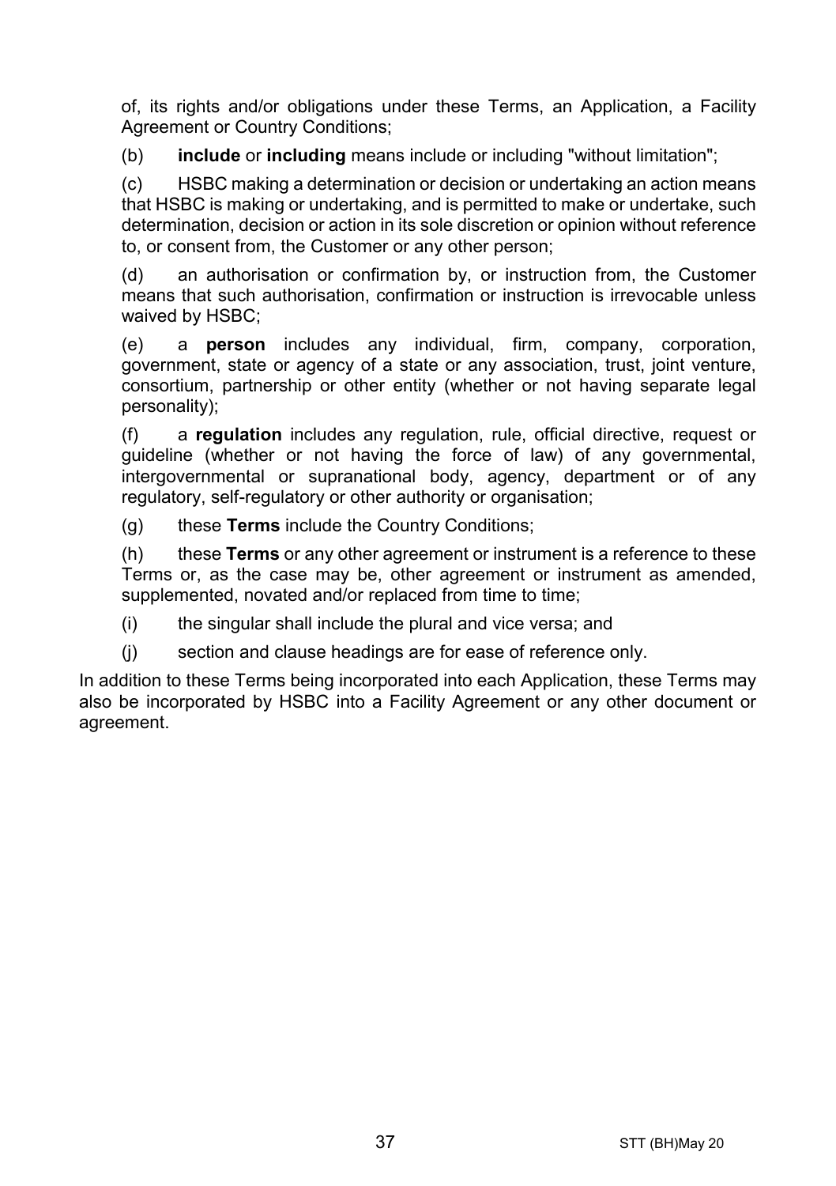of, its rights and/or obligations under these Terms, an Application, a Facility Agreement or Country Conditions;

(b) **include** or **including** means include or including "without limitation";

(c) HSBC making a determination or decision or undertaking an action means that HSBC is making or undertaking, and is permitted to make or undertake, such determination, decision or action in its sole discretion or opinion without reference to, or consent from, the Customer or any other person;

(d) an authorisation or confirmation by, or instruction from, the Customer means that such authorisation, confirmation or instruction is irrevocable unless waived by HSBC;

(e) a **person** includes any individual, firm, company, corporation, government, state or agency of a state or any association, trust, joint venture, consortium, partnership or other entity (whether or not having separate legal personality);

(f) a **regulation** includes any regulation, rule, official directive, request or guideline (whether or not having the force of law) of any governmental, intergovernmental or supranational body, agency, department or of any regulatory, self-regulatory or other authority or organisation;

(g) these **Terms** include the Country Conditions;

(h) these **Terms** or any other agreement or instrument is a reference to these Terms or, as the case may be, other agreement or instrument as amended, supplemented, novated and/or replaced from time to time;

(i) the singular shall include the plural and vice versa; and

(j) section and clause headings are for ease of reference only.

In addition to these Terms being incorporated into each Application, these Terms may also be incorporated by HSBC into a Facility Agreement or any other document or agreement.